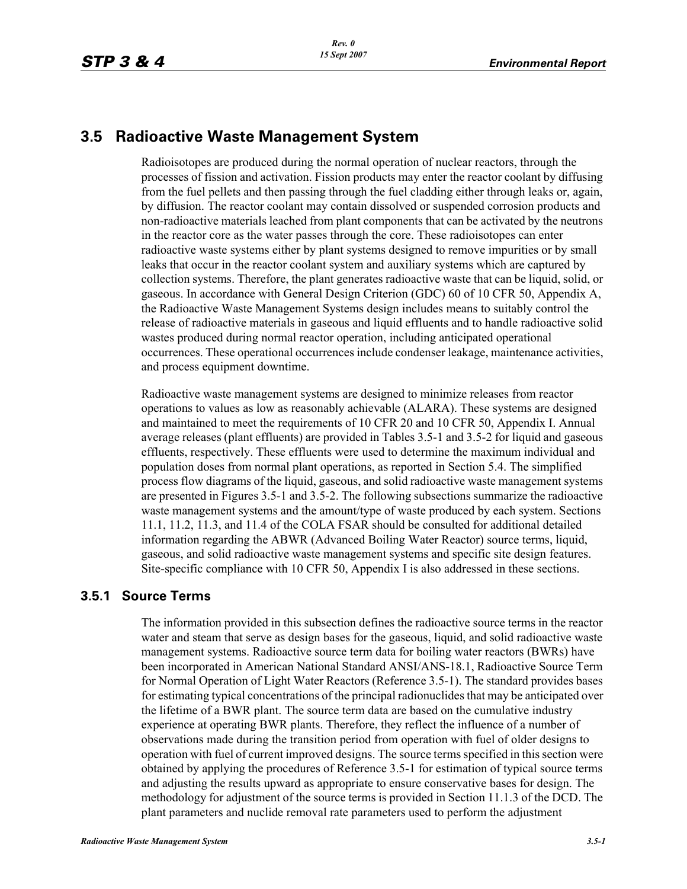## 3.5 Radioactive Waste Management System

Radioisotopes are produced during the normal operation of nuclear reactors, through the processes of fission and activation. Fission products may enter the reactor coolant by diffusing from the fuel pellets and then passing through the fuel cladding either through leaks or, again, by diffusion. The reactor coolant may contain dissolved or suspended corrosion products and non-radioactive materials leached from plant components that can be activated by the neutrons in the reactor core as the water passes through the core. These radioisotopes can enter radioactive waste systems either by plant systems designed to remove impurities or by small leaks that occur in the reactor coolant system and auxiliary systems which are captured by collection systems. Therefore, the plant generates radioactive waste that can be liquid, solid, or gaseous. In accordance with General Design Criterion (GDC) 60 of 10 CFR 50, Appendix A, the Radioactive Waste Management Systems design includes means to suitably control the release of radioactive materials in gaseous and liquid effluents and to handle radioactive solid wastes produced during normal reactor operation, including anticipated operational occurrences. These operational occurrences include condenser leakage, maintenance activities, and process equipment downtime.

Radioactive waste management systems are designed to minimize releases from reactor operations to values as low as reasonably achievable (ALARA). These systems are designed and maintained to meet the requirements of 10 CFR 20 and 10 CFR 50, Appendix I. Annual average releases (plant effluents) are provided in Tables 3.5-1 and 3.5-2 for liquid and gaseous effluents, respectively. These effluents were used to determine the maximum individual and population doses from normal plant operations, as reported in Section 5.4. The simplified process flow diagrams of the liquid, gaseous, and solid radioactive waste management systems are presented in Figures 3.5-1 and 3.5-2. The following subsections summarize the radioactive waste management systems and the amount/type of waste produced by each system. Sections 11.1, 11.2, 11.3, and 11.4 of the COLA FSAR should be consulted for additional detailed information regarding the ABWR (Advanced Boiling Water Reactor) source terms, liquid, gaseous, and solid radioactive waste management systems and specific site design features. Site-specific compliance with 10 CFR 50, Appendix I is also addressed in these sections.

### 3.5.1 Source Terms

The information provided in this subsection defines the radioactive source terms in the reactor water and steam that serve as design bases for the gaseous, liquid, and solid radioactive waste management systems. Radioactive source term data for boiling water reactors (BWRs) have been incorporated in American National Standard ANSI/ANS-18.1, Radioactive Source Term for Normal Operation of Light Water Reactors (Reference 3.5-1). The standard provides bases for estimating typical concentrations of the principal radionuclides that may be anticipated over the lifetime of a BWR plant. The source term data are based on the cumulative industry experience at operating BWR plants. Therefore, they reflect the influence of a number of observations made during the transition period from operation with fuel of older designs to operation with fuel of current improved designs. The source terms specified in this section were obtained by applying the procedures of Reference 3.5-1 for estimation of typical source terms and adjusting the results upward as appropriate to ensure conservative bases for design. The methodology for adjustment of the source terms is provided in Section 11.1.3 of the DCD. The plant parameters and nuclide removal rate parameters used to perform the adjustment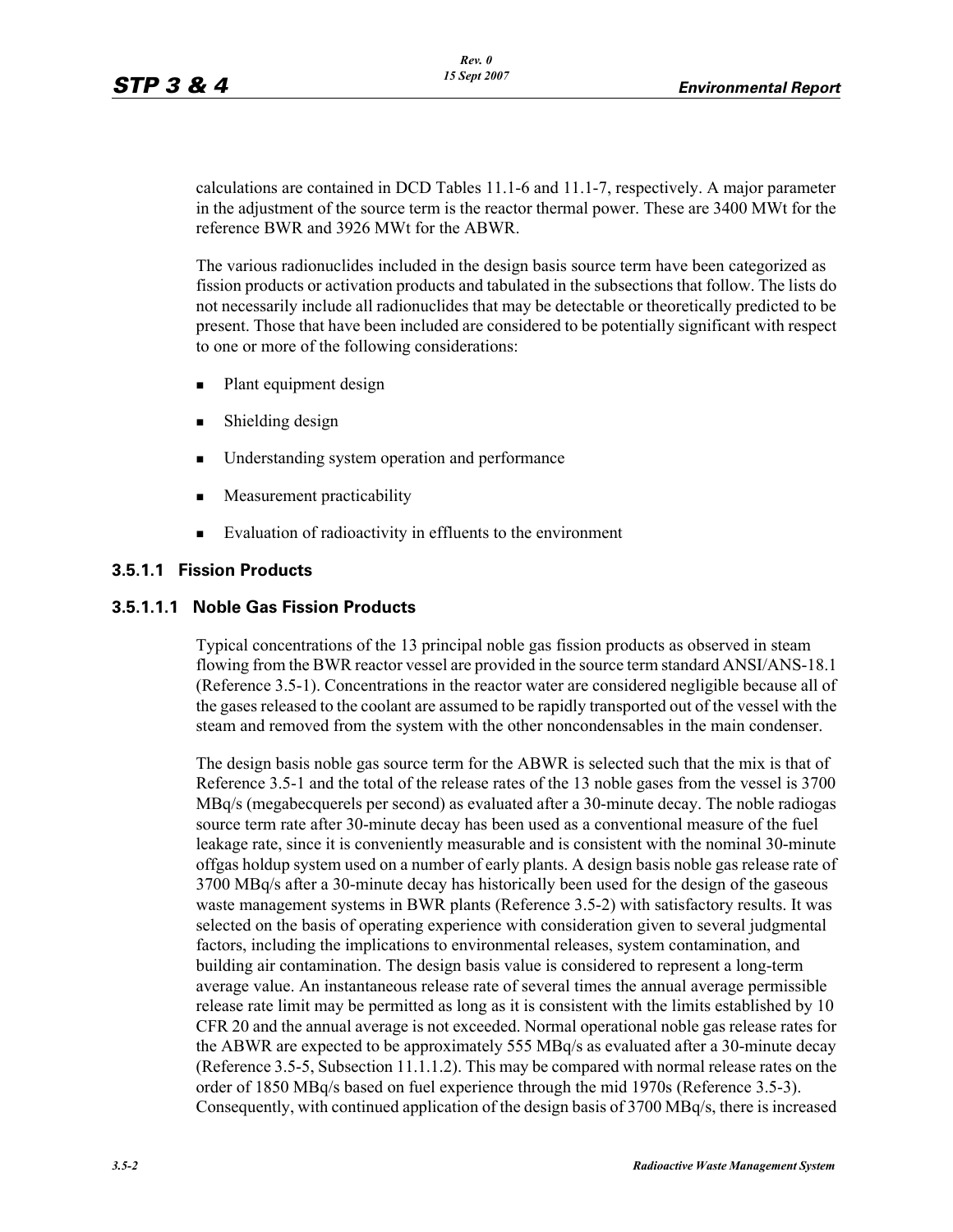calculations are contained in DCD Tables 11.1-6 and 11.1-7, respectively. A major parameter in the adjustment of the source term is the reactor thermal power. These are 3400 MWt for the reference BWR and 3926 MWt for the ABWR.

The various radionuclides included in the design basis source term have been categorized as fission products or activation products and tabulated in the subsections that follow. The lists do not necessarily include all radionuclides that may be detectable or theoretically predicted to be present. Those that have been included are considered to be potentially significant with respect to one or more of the following considerations:

- Plant equipment design
- Shielding design
- Understanding system operation and performance
- Measurement practicability
- Evaluation of radioactivity in effluents to the environment

### 3.5.1.1 Fission Products

#### 3.5.1.1.1 Noble Gas Fission Products

Typical concentrations of the 13 principal noble gas fission products as observed in steam flowing from the BWR reactor vessel are provided in the source term standard ANSI/ANS-18.1 (Reference 3.5-1). Concentrations in the reactor water are considered negligible because all of the gases released to the coolant are assumed to be rapidly transported out of the vessel with the steam and removed from the system with the other noncondensables in the main condenser.

The design basis noble gas source term for the ABWR is selected such that the mix is that of Reference 3.5-1 and the total of the release rates of the 13 noble gases from the vessel is 3700 MBq/s (megabecquerels per second) as evaluated after a 30-minute decay. The noble radiogas source term rate after 30-minute decay has been used as a conventional measure of the fuel leakage rate, since it is conveniently measurable and is consistent with the nominal 30-minute offgas holdup system used on a number of early plants. A design basis noble gas release rate of 3700 MBq/s after a 30-minute decay has historically been used for the design of the gaseous waste management systems in BWR plants (Reference 3.5-2) with satisfactory results. It was selected on the basis of operating experience with consideration given to several judgmental factors, including the implications to environmental releases, system contamination, and building air contamination. The design basis value is considered to represent a long-term average value. An instantaneous release rate of several times the annual average permissible release rate limit may be permitted as long as it is consistent with the limits established by 10 CFR 20 and the annual average is not exceeded. Normal operational noble gas release rates for the ABWR are expected to be approximately 555 MBq/s as evaluated after a 30-minute decay (Reference 3.5-5, Subsection 11.1.1.2). This may be compared with normal release rates on the order of 1850 MBq/s based on fuel experience through the mid 1970s (Reference 3.5-3). Consequently, with continued application of the design basis of 3700 MBq/s, there is increased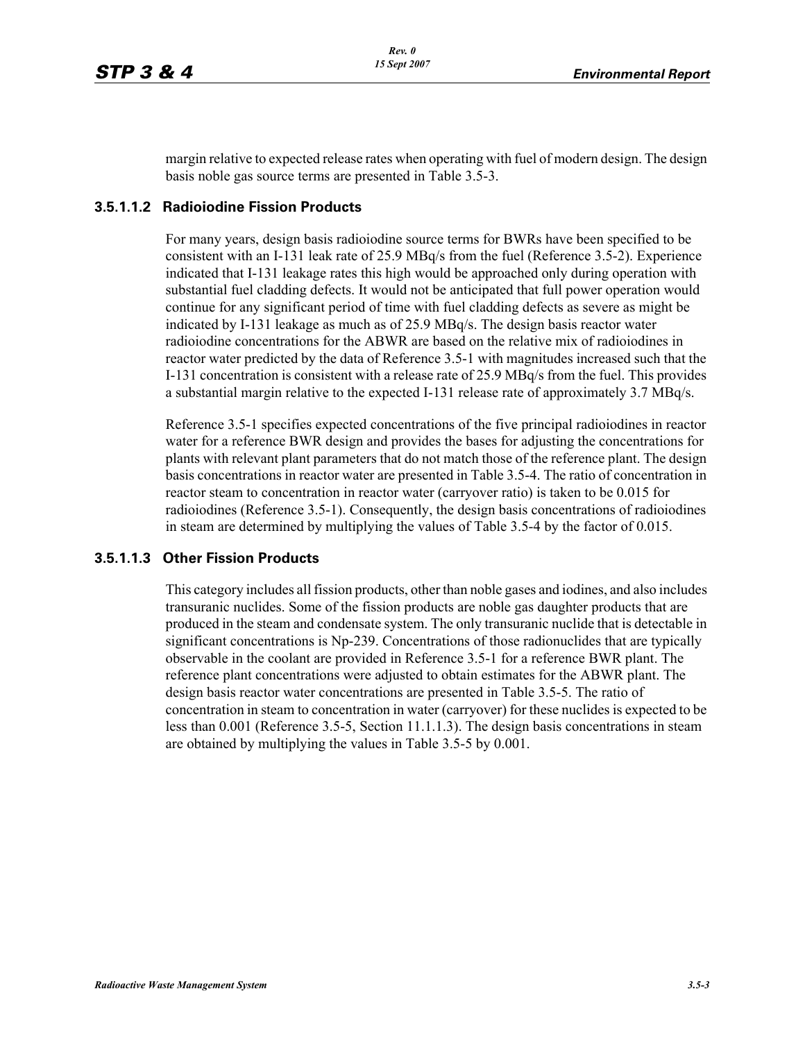margin relative to expected release rates when operating with fuel of modern design. The design basis noble gas source terms are presented in Table 3.5-3.

#### 3.5.1.1.2 Radioiodine Fission Products

For many years, design basis radioiodine source terms for BWRs have been specified to be consistent with an I-131 leak rate of 25.9 MBq/s from the fuel (Reference 3.5-2). Experience indicated that I-131 leakage rates this high would be approached only during operation with substantial fuel cladding defects. It would not be anticipated that full power operation would continue for any significant period of time with fuel cladding defects as severe as might be indicated by I-131 leakage as much as of 25.9 MBq/s. The design basis reactor water radioiodine concentrations for the ABWR are based on the relative mix of radioiodines in reactor water predicted by the data of Reference 3.5-1 with magnitudes increased such that the I-131 concentration is consistent with a release rate of 25.9 MBq/s from the fuel. This provides a substantial margin relative to the expected I-131 release rate of approximately 3.7 MBq/s.

Reference 3.5-1 specifies expected concentrations of the five principal radioiodines in reactor water for a reference BWR design and provides the bases for adjusting the concentrations for plants with relevant plant parameters that do not match those of the reference plant. The design basis concentrations in reactor water are presented in Table 3.5-4. The ratio of concentration in reactor steam to concentration in reactor water (carryover ratio) is taken to be 0.015 for radioiodines (Reference 3.5-1). Consequently, the design basis concentrations of radioiodines in steam are determined by multiplying the values of Table 3.5-4 by the factor of 0.015.

#### 3.5.1.1.3 Other Fission Products

This category includes all fission products, other than noble gases and iodines, and also includes transuranic nuclides. Some of the fission products are noble gas daughter products that are produced in the steam and condensate system. The only transuranic nuclide that is detectable in significant concentrations is Np-239. Concentrations of those radionuclides that are typically observable in the coolant are provided in Reference 3.5-1 for a reference BWR plant. The reference plant concentrations were adjusted to obtain estimates for the ABWR plant. The design basis reactor water concentrations are presented in Table 3.5-5. The ratio of concentration in steam to concentration in water (carryover) for these nuclides is expected to be less than 0.001 (Reference 3.5-5, Section 11.1.1.3). The design basis concentrations in steam are obtained by multiplying the values in Table 3.5-5 by 0.001.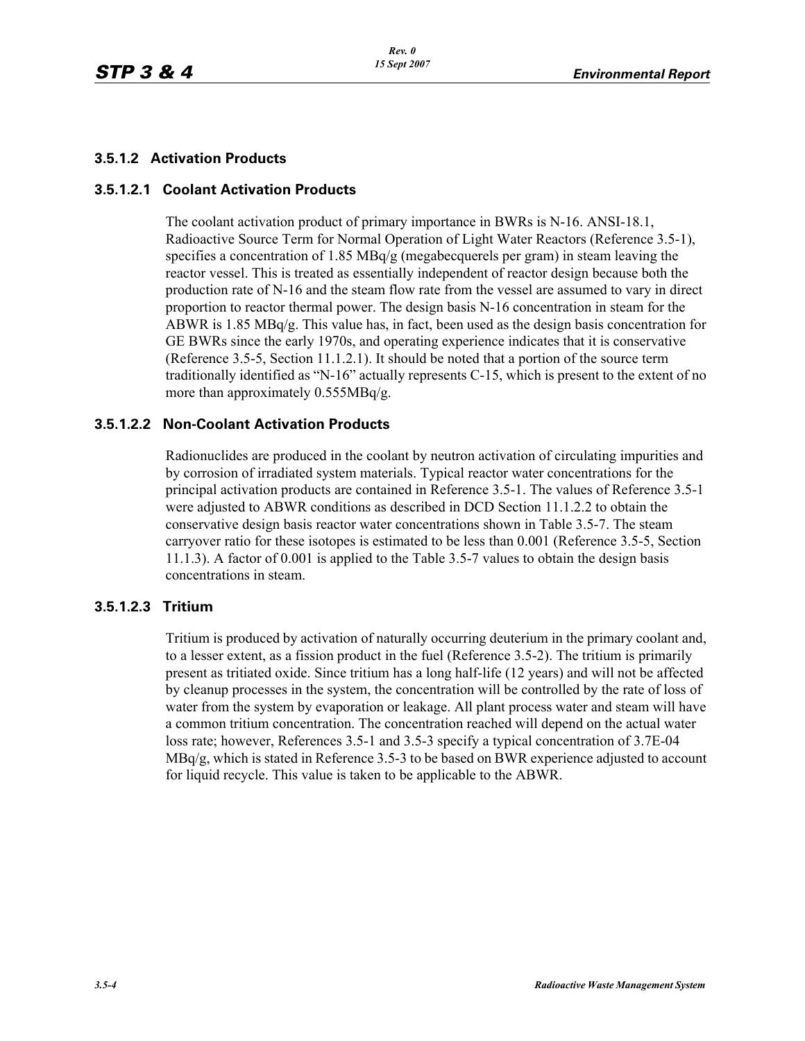### 3.5.1.2 Activation Products

#### 3.5.1.2.1 Coolant Activation Products

The coolant activation product of primary importance in BWRs is N-16. ANSI-18.1, Radioactive Source Term for Normal Operation of Light Water Reactors (Reference 3.5-1), specifies a concentration of 1.85 MBq/g (megabecquerels per gram) in steam leaving the reactor vessel. This is treated as essentially independent of reactor design because both the production rate of N-16 and the steam flow rate from the vessel are assumed to vary in direct proportion to reactor thermal power. The design basis N-16 concentration in steam for the ABWR is 1.85 MBq/g. This value has, in fact, been used as the design basis concentration for GE BWRs since the early 1970s, and operating experience indicates that it is conservative (Reference 3.5-5, Section 11.1.2.1). It should be noted that a portion of the source term traditionally identified as "N-16" actually represents C-15, which is present to the extent of no more than approximately 0.555MBq/g.

#### 3.5.1.2.2 Non-Coolant Activation Products

Radionuclides are produced in the coolant by neutron activation of circulating impurities and by corrosion of irradiated system materials. Typical reactor water concentrations for the principal activation products are contained in Reference 3.5-1. The values of Reference 3.5-1 were adjusted to ABWR conditions as described in DCD Section 11.1.2.2 to obtain the conservative design basis reactor water concentrations shown in Table 3.5-7. The steam carryover ratio for these isotopes is estimated to be less than 0.001 (Reference 3.5-5, Section 11.1.3). A factor of 0.001 is applied to the Table 3.5-7 values to obtain the design basis concentrations in steam.

#### 3.5.1.2.3 Tritium

Tritium is produced by activation of naturally occurring deuterium in the primary coolant and, to a lesser extent, as a fission product in the fuel (Reference 3.5-2). The tritium is primarily present as tritiated oxide. Since tritium has a long half-life (12 years) and will not be affected by cleanup processes in the system, the concentration will be controlled by the rate of loss of water from the system by evaporation or leakage. All plant process water and steam will have a common tritium concentration. The concentration reached will depend on the actual water loss rate; however, References 3.5-1 and 3.5-3 specify a typical concentration of 3.7E-04 MBq/g, which is stated in Reference 3.5-3 to be based on BWR experience adjusted to account for liquid recycle. This value is taken to be applicable to the ABWR.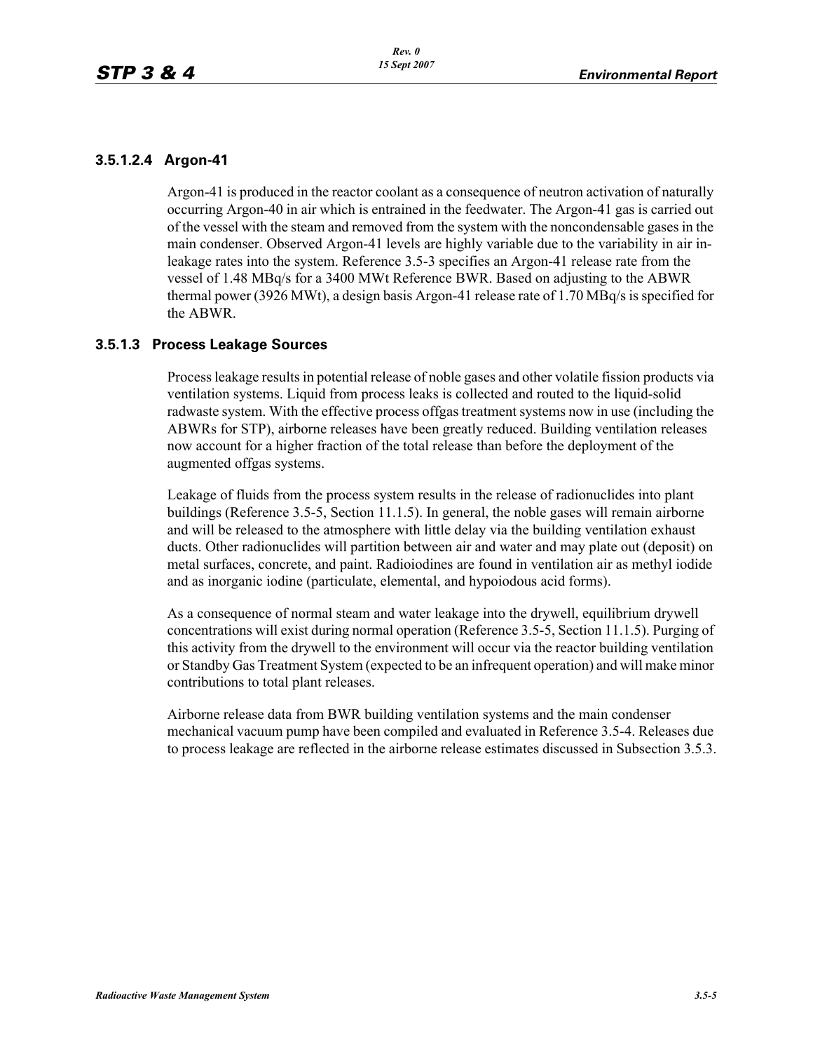#### 3.5.1.2.4 Argon-41

Argon-41 is produced in the reactor coolant as a consequence of neutron activation of naturally occurring Argon-40 in air which is entrained in the feedwater. The Argon-41 gas is carried out of the vessel with the steam and removed from the system with the noncondensable gases in the main condenser. Observed Argon-41 levels are highly variable due to the variability in air in-leakage rates into the system. Reference 3.5-3 specifies an Argon-41 release rate from the vessel of 1.48 MBq/s for a 3400 MWt Reference BWR. Based on adjusting to the ABWR thermal power (3926 MWt), a design basis Argon-41 release rate of 1.70 MBq/s is specified for the ABWR.

### 3.5.1.3 Process Leakage Sources

Process leakage results in potential release of noble gases and other volatile fission products via ventilation systems. Liquid from process leaks is collected and routed to the liquid-solid radwaste system. With the effective process offgas treatment systems now in use (including the ABWRs for STP), airborne releases have been greatly reduced. Building ventilation releases now account for a higher fraction of the total release than before the deployment of the augmented offgas systems.

Leakage of fluids from the process system results in the release of radionuclides into plant buildings (Reference 3.5-5, Section 11.1.5). In general, the noble gases will remain airborne and will be released to the atmosphere with little delay via the building ventilation exhaust ducts. Other radionuclides will partition between air and water and may plate out (deposit) on metal surfaces, concrete, and paint. Radioiodines are found in ventilation air as methyl iodide and as inorganic iodine (particulate, elemental, and hypoiodous acid forms).

As a consequence of normal steam and water leakage into the drywell, equilibrium drywell concentrations will exist during normal operation (Reference 3.5-5, Section 11.1.5). Purging of this activity from the drywell to the environment will occur via the reactor building ventilation or Standby Gas Treatment System (expected to be an infrequent operation) and will make minor contributions to total plant releases.

Airborne release data from BWR building ventilation systems and the main condenser mechanical vacuum pump have been compiled and evaluated in Reference 3.5-4. Releases due to process leakage are reflected in the airborne release estimates discussed in Subsection 3.5.3.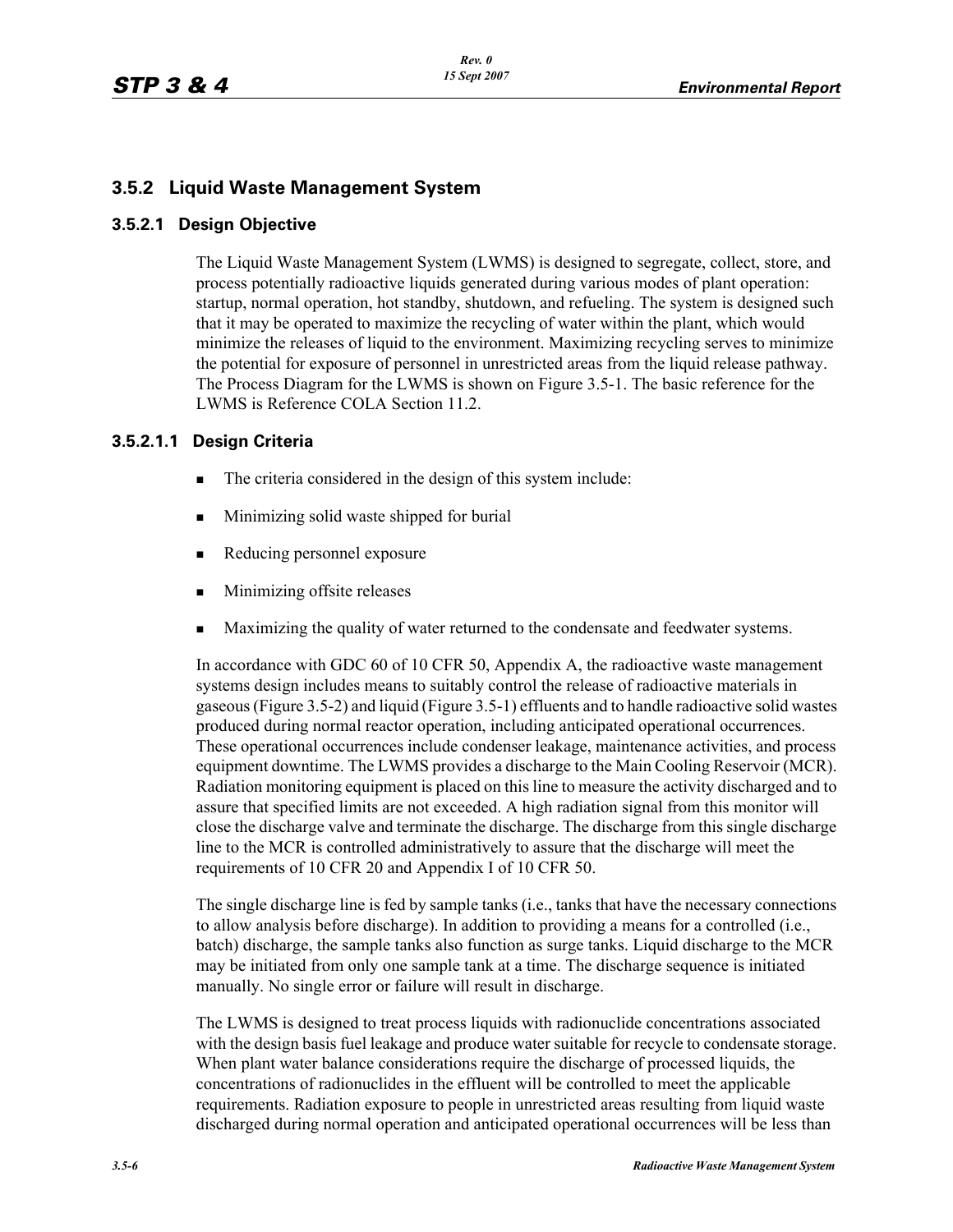## 3.5.2 Liquid Waste Management System

### 3.5.2.1 Design Objective

The Liquid Waste Management System (LWMS) is designed to segregate, collect, store, and process potentially radioactive liquids generated during various modes of plant operation: startup, normal operation, hot standby, shutdown, and refueling. The system is designed such that it may be operated to maximize the recycling of water within the plant, which would minimize the releases of liquid to the environment. Maximizing recycling serves to minimize the potential for exposure of personnel in unrestricted areas from the liquid release pathway. The Process Diagram for the LWMS is shown on Figure 3.5-1. The basic reference for the LWMS is Reference COLA Section 11.2.

#### 3.5.2.1.1 Design Criteria

- The criteria considered in the design of this system include:
- Minimizing solid waste shipped for burial
- Reducing personnel exposure
- Minimizing offsite releases
- Maximizing the quality of water returned to the condensate and feedwater systems.

In accordance with GDC 60 of 10 CFR 50, Appendix A, the radioactive waste management systems design includes means to suitably control the release of radioactive materials in gaseous (Figure 3.5-2) and liquid (Figure 3.5-1) effluents and to handle radioactive solid wastes produced during normal reactor operation, including anticipated operational occurrences. These operational occurrences include condenser leakage, maintenance activities, and process equipment downtime. The LWMS provides a discharge to the Main Cooling Reservoir (MCR). Radiation monitoring equipment is placed on this line to measure the activity discharged and to assure that specified limits are not exceeded. A high radiation signal from this monitor will close the discharge valve and terminate the discharge. The discharge from this single discharge line to the MCR is controlled administratively to assure that the discharge will meet the requirements of 10 CFR 20 and Appendix I of 10 CFR 50.

The single discharge line is fed by sample tanks (i.e., tanks that have the necessary connections to allow analysis before discharge). In addition to providing a means for a controlled (i.e., batch) discharge, the sample tanks also function as surge tanks. Liquid discharge to the MCR may be initiated from only one sample tank at a time. The discharge sequence is initiated manually. No single error or failure will result in discharge.

The LWMS is designed to treat process liquids with radionuclide concentrations associated with the design basis fuel leakage and produce water suitable for recycle to condensate storage. When plant water balance considerations require the discharge of processed liquids, the concentrations of radionuclides in the effluent will be controlled to meet the applicable requirements. Radiation exposure to people in unrestricted areas resulting from liquid waste discharged during normal operation and anticipated operational occurrences will be less than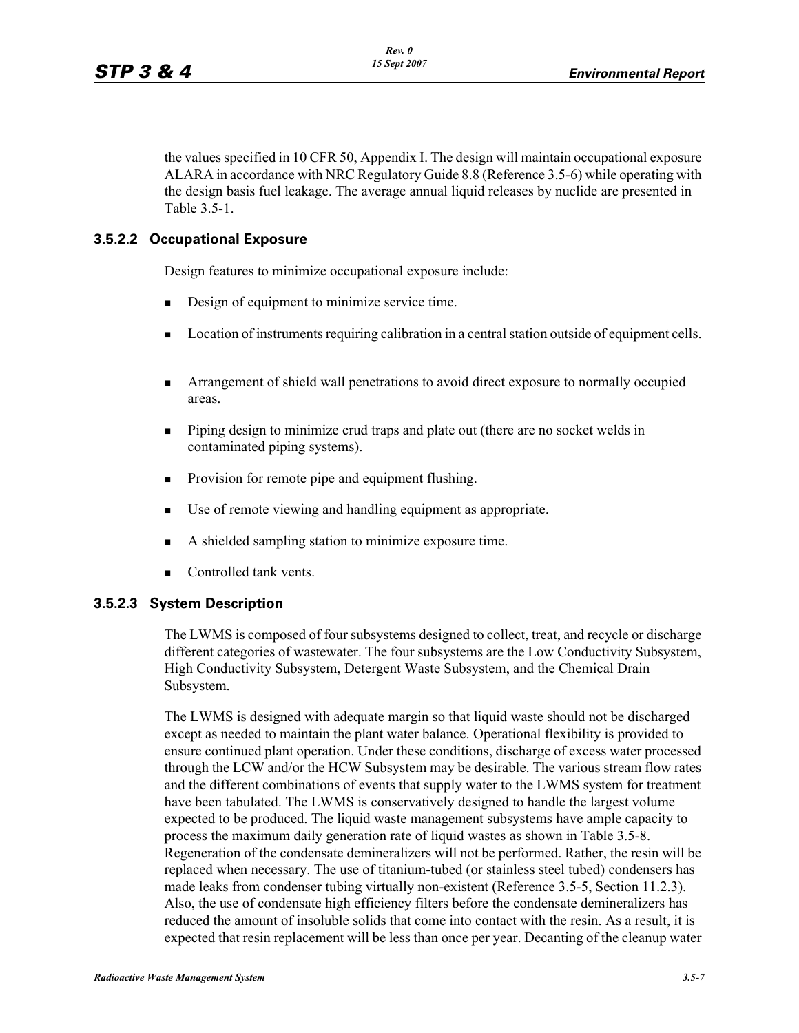the values specified in 10 CFR 50, Appendix I. The design will maintain occupational exposure ALARA in accordance with NRC Regulatory Guide 8.8 (Reference 3.5-6) while operating with the design basis fuel leakage. The average annual liquid releases by nuclide are presented in Table 3.5-1.

### 3.5.2.2 Occupational Exposure

Design features to minimize occupational exposure include:

- Design of equipment to minimize service time.
- Location of instruments requiring calibration in a central station outside of equipment cells.
- Arrangement of shield wall penetrations to avoid direct exposure to normally occupied areas.
- Piping design to minimize crud traps and plate out (there are no socket welds in contaminated piping systems).
- Provision for remote pipe and equipment flushing.
- Use of remote viewing and handling equipment as appropriate.
- A shielded sampling station to minimize exposure time.
- Controlled tank vents.

### 3.5.2.3 System Description

The LWMS is composed of four subsystems designed to collect, treat, and recycle or discharge different categories of wastewater. The four subsystems are the Low Conductivity Subsystem, High Conductivity Subsystem, Detergent Waste Subsystem, and the Chemical Drain Subsystem.

The LWMS is designed with adequate margin so that liquid waste should not be discharged except as needed to maintain the plant water balance. Operational flexibility is provided to ensure continued plant operation. Under these conditions, discharge of excess water processed through the LCW and/or the HCW Subsystem may be desirable. The various stream flow rates and the different combinations of events that supply water to the LWMS system for treatment have been tabulated. The LWMS is conservatively designed to handle the largest volume expected to be produced. The liquid waste management subsystems have ample capacity to process the maximum daily generation rate of liquid wastes as shown in Table 3.5-8. Regeneration of the condensate demineralizers will not be performed. Rather, the resin will be replaced when necessary. The use of titanium-tubed (or stainless steel tubed) condensers has made leaks from condenser tubing virtually non-existent (Reference 3.5-5, Section 11.2.3). Also, the use of condensate high efficiency filters before the condensate demineralizers has reduced the amount of insoluble solids that come into contact with the resin. As a result, it is expected that resin replacement will be less than once per year. Decanting of the cleanup water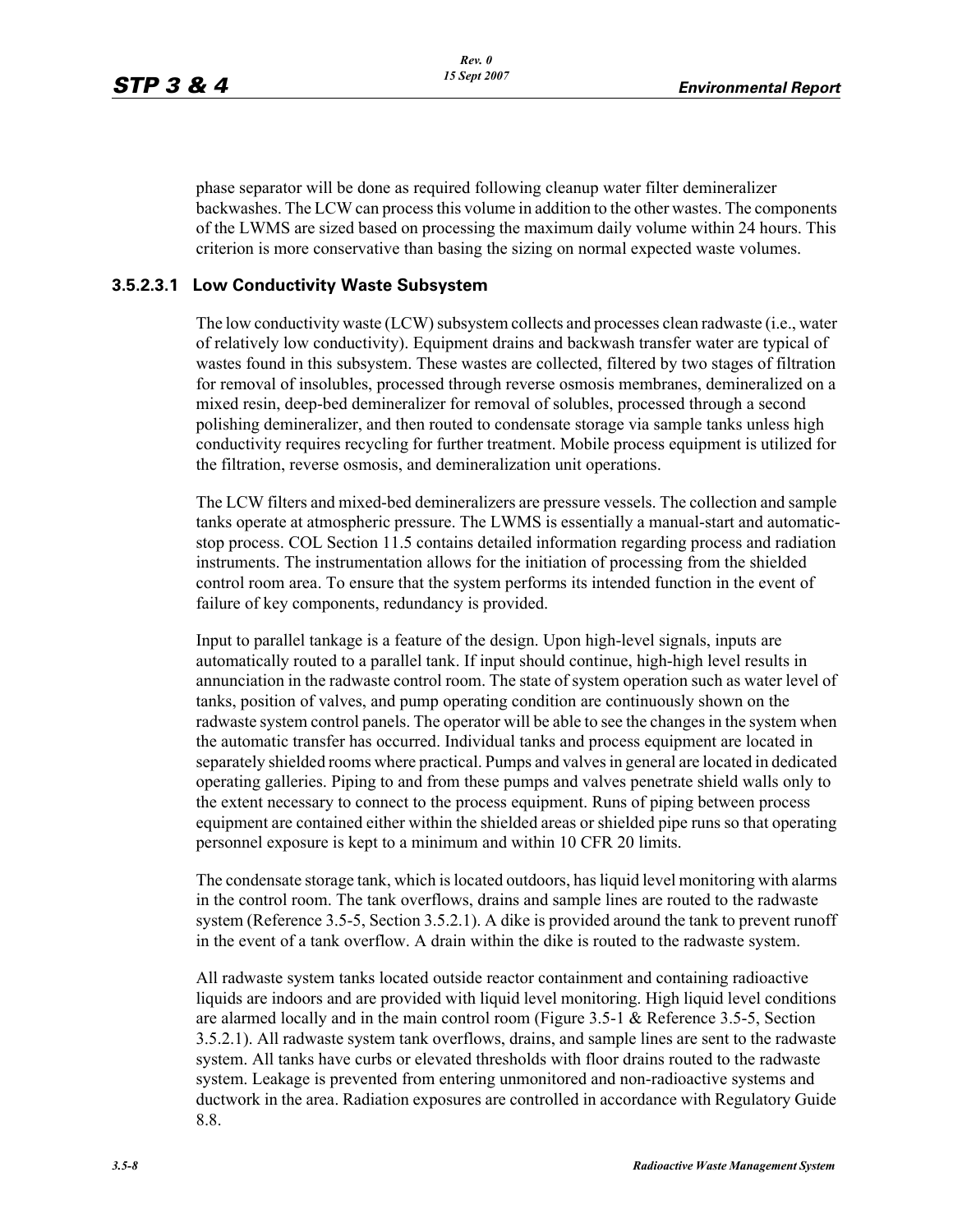phase separator will be done as required following cleanup water filter demineralizer backwashes. The LCW can process this volume in addition to the other wastes. The components of the LWMS are sized based on processing the maximum daily volume within 24 hours. This criterion is more conservative than basing the sizing on normal expected waste volumes.

### 3.5.2.3.1 Low Conductivity Waste Subsystem

The low conductivity waste (LCW) subsystem collects and processes clean radwaste (i.e., water of relatively low conductivity). Equipment drains and backwash transfer water are typical of wastes found in this subsystem. These wastes are collected, filtered by two stages of filtration for removal of insolubles, processed through reverse osmosis membranes, demineralized on a mixed resin, deep-bed demineralizer for removal of solubles, processed through a second polishing demineralizer, and then routed to condensate storage via sample tanks unless high conductivity requires recycling for further treatment. Mobile process equipment is utilized for the filtration, reverse osmosis, and demineralization unit operations.

The LCW filters and mixed-bed demineralizers are pressure vessels. The collection and sample tanks operate at atmospheric pressure. The LWMS is essentially a manual-start and automatic-stop process. COL Section 11.5 contains detailed information regarding process and radiation instruments. The instrumentation allows for the initiation of processing from the shielded control room area. To ensure that the system performs its intended function in the event of failure of key components, redundancy is provided.

Input to parallel tankage is a feature of the design. Upon high-level signals, inputs are automatically routed to a parallel tank. If input should continue, high-high level results in annunciation in the radwaste control room. The state of system operation such as water level of tanks, position of valves, and pump operating condition are continuously shown on the radwaste system control panels. The operator will be able to see the changes in the system when the automatic transfer has occurred. Individual tanks and process equipment are located in separately shielded rooms where practical. Pumps and valves in general are located in dedicated operating galleries. Piping to and from these pumps and valves penetrate shield walls only to the extent necessary to connect to the process equipment. Runs of piping between process equipment are contained either within the shielded areas or shielded pipe runs so that operating personnel exposure is kept to a minimum and within 10 CFR 20 limits.

The condensate storage tank, which is located outdoors, has liquid level monitoring with alarms in the control room. The tank overflows, drains and sample lines are routed to the radwaste system (Reference 3.5-5, Section 3.5.2.1). A dike is provided around the tank to prevent runoff in the event of a tank overflow. A drain within the dike is routed to the radwaste system.

All radwaste system tanks located outside reactor containment and containing radioactive liquids are indoors and are provided with liquid level monitoring. High liquid level conditions are alarmed locally and in the main control room (Figure 3.5-1 & Reference 3.5-5, Section 3.5.2.1). All radwaste system tank overflows, drains, and sample lines are sent to the radwaste system. All tanks have curbs or elevated thresholds with floor drains routed to the radwaste system. Leakage is prevented from entering unmonitored and non-radioactive systems and ductwork in the area. Radiation exposures are controlled in accordance with Regulatory Guide 8.8.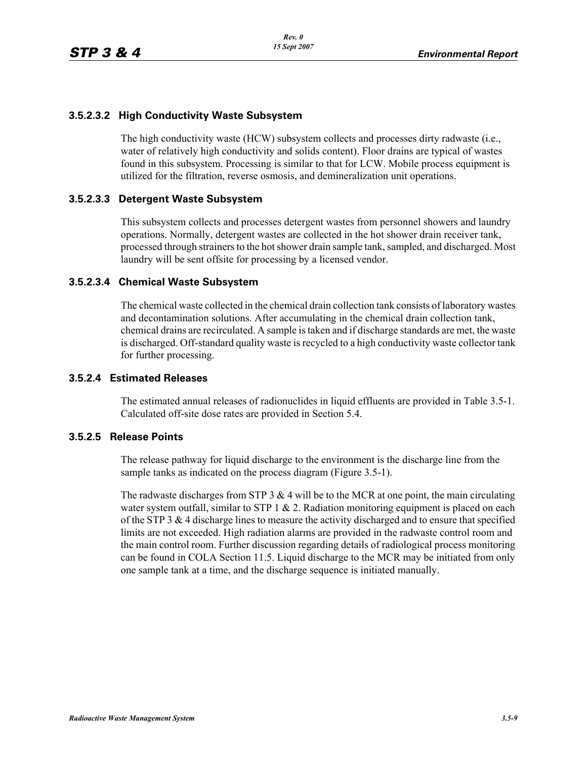### 3.5.2.3.2 High Conductivity Waste Subsystem

The high conductivity waste (HCW) subsystem collects and processes dirty radwaste (i.e., water of relatively high conductivity and solids content). Floor drains are typical of wastes found in this subsystem. Processing is similar to that for LCW. Mobile process equipment is utilized for the filtration, reverse osmosis, and demineralization unit operations.

### 3.5.2.3.3 Detergent Waste Subsystem

This subsystem collects and processes detergent wastes from personnel showers and laundry operations. Normally, detergent wastes are collected in the hot shower drain receiver tank, processed through strainers to the hot shower drain sample tank, sampled, and discharged. Most laundry will be sent offsite for processing by a licensed vendor.

### 3.5.2.3.4 Chemical Waste Subsystem

The chemical waste collected in the chemical drain collection tank consists of laboratory wastes and decontamination solutions. After accumulating in the chemical drain collection tank, chemical drains are recirculated. A sample is taken and if discharge standards are met, the waste is discharged. Off-standard quality waste is recycled to a high conductivity waste collector tank for further processing.

### 3.5.2.4 Estimated Releases

The estimated annual releases of radionuclides in liquid effluents are provided in Table 3.5-1. Calculated off-site dose rates are provided in Section 5.4.

### 3.5.2.5 Release Points

The release pathway for liquid discharge to the environment is the discharge line from the sample tanks as indicated on the process diagram (Figure 3.5-1).

The radwaste discharges from STP 3 & 4 will be to the MCR at one point, the main circulating water system outfall, similar to STP 1 & 2. Radiation monitoring equipment is placed on each of the STP 3 & 4 discharge lines to measure the activity discharged and to ensure that specified limits are not exceeded. High radiation alarms are provided in the radwaste control room and the main control room. Further discussion regarding details of radiological process monitoring can be found in COLA Section 11.5. Liquid discharge to the MCR may be initiated from only one sample tank at a time, and the discharge sequence is initiated manually.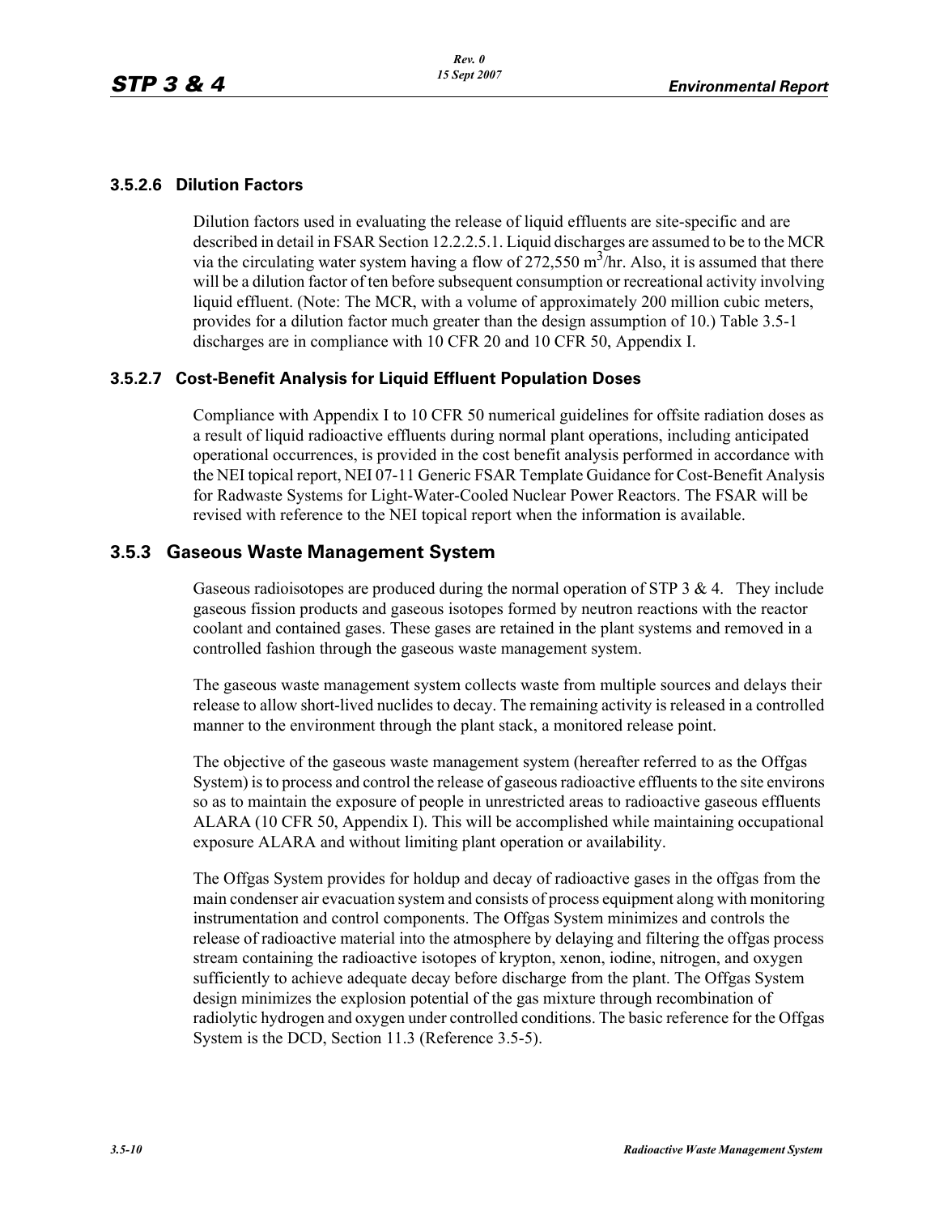### 3.5.2.6 Dilution Factors

Dilution factors used in evaluating the release of liquid effluents are site-specific and are described in detail in FSAR Section 12.2.2.5.1. Liquid discharges are assumed to be to the MCR via the circulating water system having a flow of 272,550 $m^3$/hr. Also, it is assumed that there will be a dilution factor of ten before subsequent consumption or recreational activity involving liquid effluent. (Note: The MCR, with a volume of approximately 200 million cubic meters, provides for a dilution factor much greater than the design assumption of 10.) Table 3.5-1 discharges are in compliance with 10 CFR 20 and 10 CFR 50, Appendix I.

### 3.5.2.7 Cost-Benefit Analysis for Liquid Effluent Population Doses

Compliance with Appendix I to 10 CFR 50 numerical guidelines for offsite radiation doses as a result of liquid radioactive effluents during normal plant operations, including anticipated operational occurrences, is provided in the cost benefit analysis performed in accordance with the NEI topical report, NEI 07-11 Generic FSAR Template Guidance for Cost-Benefit Analysis for Radwaste Systems for Light-Water-Cooled Nuclear Power Reactors. The FSAR will be revised with reference to the NEI topical report when the information is available.

## 3.5.3 Gaseous Waste Management System

Gaseous radioisotopes are produced during the normal operation of STP 3 & 4. They include gaseous fission products and gaseous isotopes formed by neutron reactions with the reactor coolant and contained gases. These gases are retained in the plant systems and removed in a controlled fashion through the gaseous waste management system.

The gaseous waste management system collects waste from multiple sources and delays their release to allow short-lived nuclides to decay. The remaining activity is released in a controlled manner to the environment through the plant stack, a monitored release point.

The objective of the gaseous waste management system (hereafter referred to as the Offgas System) is to process and control the release of gaseous radioactive effluents to the site environs so as to maintain the exposure of people in unrestricted areas to radioactive gaseous effluents ALARA (10 CFR 50, Appendix I). This will be accomplished while maintaining occupational exposure ALARA and without limiting plant operation or availability.

The Offgas System provides for holdup and decay of radioactive gases in the offgas from the main condenser air evacuation system and consists of process equipment along with monitoring instrumentation and control components. The Offgas System minimizes and controls the release of radioactive material into the atmosphere by delaying and filtering the offgas process stream containing the radioactive isotopes of krypton, xenon, iodine, nitrogen, and oxygen sufficiently to achieve adequate decay before discharge from the plant. The Offgas System design minimizes the explosion potential of the gas mixture through recombination of radiolytic hydrogen and oxygen under controlled conditions. The basic reference for the Offgas System is the DCD, Section 11.3 (Reference 3.5-5).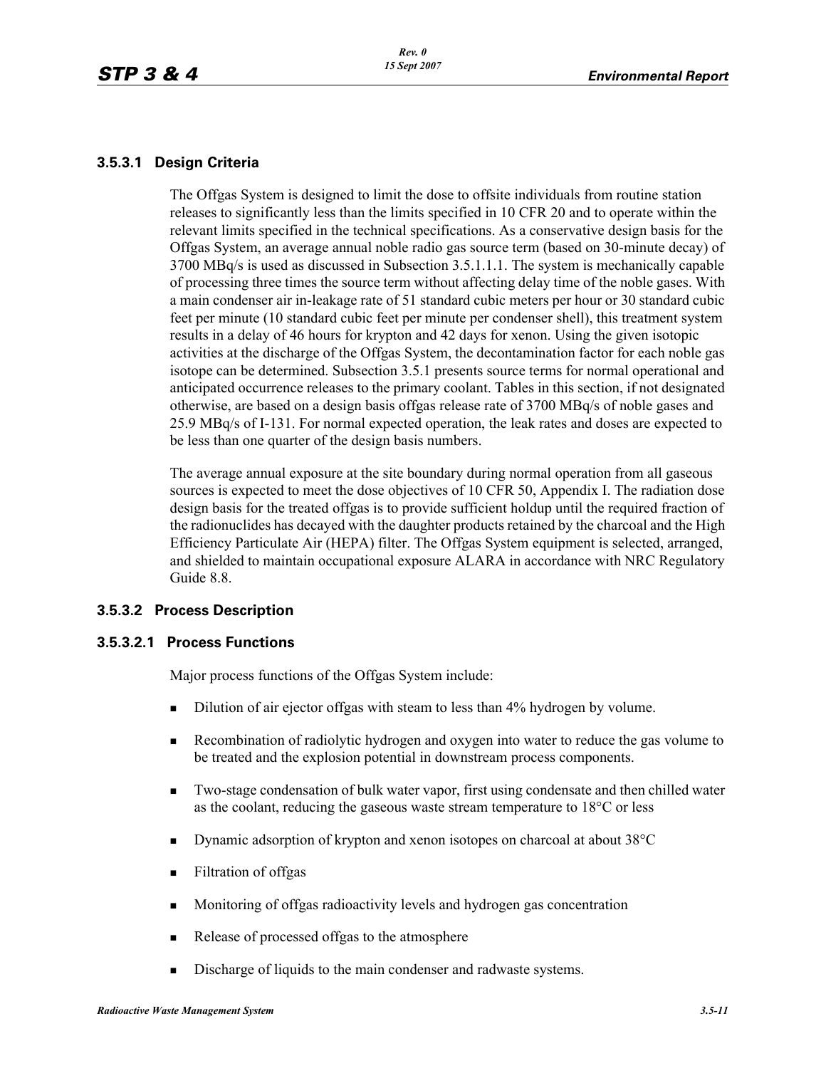### 3.5.3.1 Design Criteria

The Offgas System is designed to limit the dose to offsite individuals from routine station releases to significantly less than the limits specified in 10 CFR 20 and to operate within the relevant limits specified in the technical specifications. As a conservative design basis for the Offgas System, an average annual noble radio gas source term (based on 30-minute decay) of 3700 MBq/s is used as discussed in Subsection 3.5.1.1.1. The system is mechanically capable of processing three times the source term without affecting delay time of the noble gases. With a main condenser air in-leakage rate of 51 standard cubic meters per hour or 30 standard cubic feet per minute (10 standard cubic feet per minute per condenser shell), this treatment system results in a delay of 46 hours for krypton and 42 days for xenon. Using the given isotopic activities at the discharge of the Offgas System, the decontamination factor for each noble gas isotope can be determined. Subsection 3.5.1 presents source terms for normal operational and anticipated occurrence releases to the primary coolant. Tables in this section, if not designated otherwise, are based on a design basis offgas release rate of 3700 MBq/s of noble gases and 25.9 MBq/s of I-131. For normal expected operation, the leak rates and doses are expected to be less than one quarter of the design basis numbers.

The average annual exposure at the site boundary during normal operation from all gaseous sources is expected to meet the dose objectives of 10 CFR 50, Appendix I. The radiation dose design basis for the treated offgas is to provide sufficient holdup until the required fraction of the radionuclides has decayed with the daughter products retained by the charcoal and the High Efficiency Particulate Air (HEPA) filter. The Offgas System equipment is selected, arranged, and shielded to maintain occupational exposure ALARA in accordance with NRC Regulatory Guide 8.8.

### 3.5.3.2 Process Description

#### 3.5.3.2.1 Process Functions

Major process functions of the Offgas System include:

- Dilution of air ejector offgas with steam to less than 4% hydrogen by volume.
- Recombination of radiolytic hydrogen and oxygen into water to reduce the gas volume to be treated and the explosion potential in downstream process components.
- Two-stage condensation of bulk water vapor, first using condensate and then chilled water as the coolant, reducing the gaseous waste stream temperature to 18°C or less
- Dynamic adsorption of krypton and xenon isotopes on charcoal at about 38°C
- Filtration of offgas
- Monitoring of offgas radioactivity levels and hydrogen gas concentration
- Release of processed offgas to the atmosphere
- Discharge of liquids to the main condenser and radwaste systems.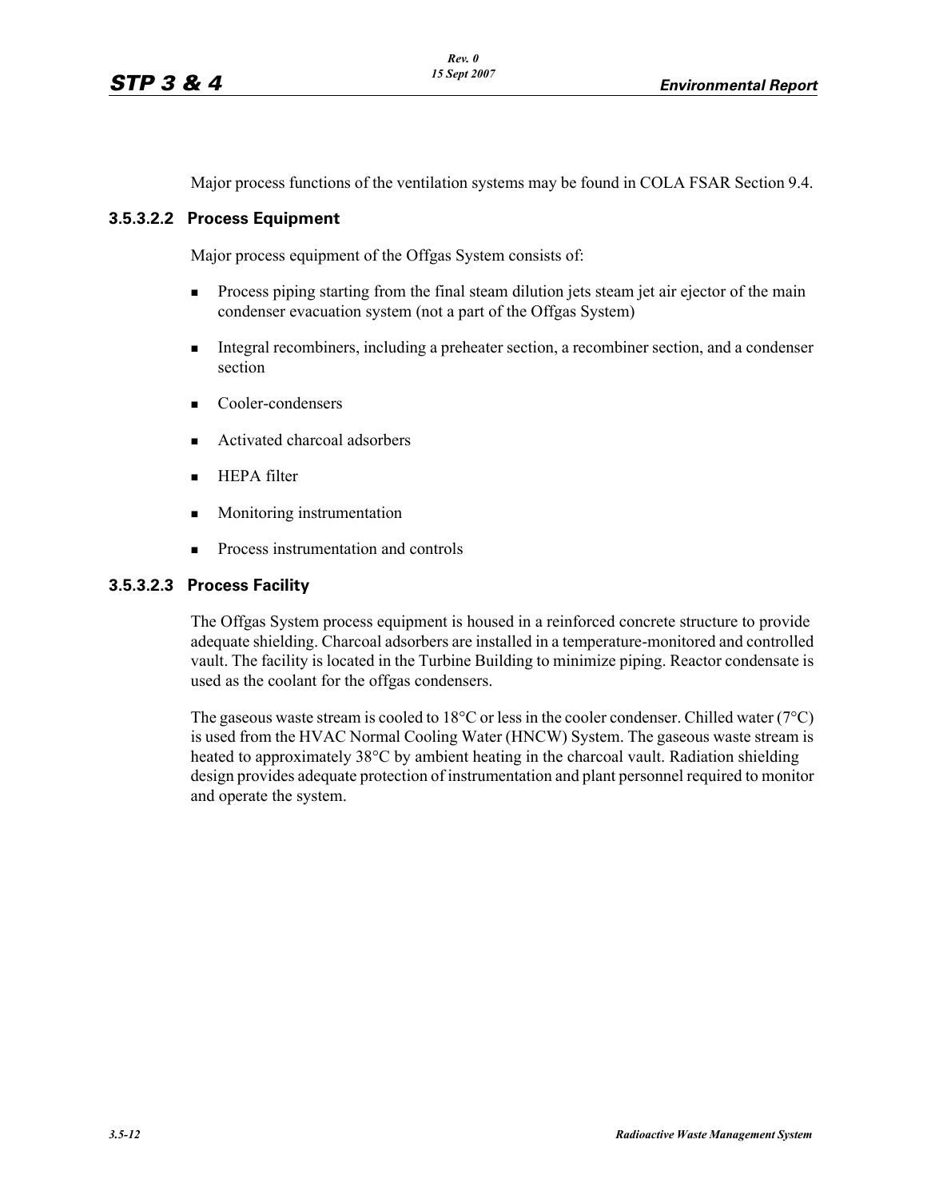Major process functions of the ventilation systems may be found in COLA FSAR Section 9.4.

#### 3.5.3.2.2 Process Equipment

Major process equipment of the Offgas System consists of:

- Process piping starting from the final steam dilution jets steam jet air ejector of the main condenser evacuation system (not a part of the Offgas System)
- Integral recombiners, including a preheater section, a recombiner section, and a condenser section
- Cooler-condensers
- Activated charcoal adsorbers
- HEPA filter
- Monitoring instrumentation
- Process instrumentation and controls

#### 3.5.3.2.3 Process Facility

The Offgas System process equipment is housed in a reinforced concrete structure to provide adequate shielding. Charcoal adsorbers are installed in a temperature-monitored and controlled vault. The facility is located in the Turbine Building to minimize piping. Reactor condensate is used as the coolant for the offgas condensers.

The gaseous waste stream is cooled to 18°C or less in the cooler condenser. Chilled water (7°C) is used from the HVAC Normal Cooling Water (HNCW) System. The gaseous waste stream is heated to approximately 38°C by ambient heating in the charcoal vault. Radiation shielding design provides adequate protection of instrumentation and plant personnel required to monitor and operate the system.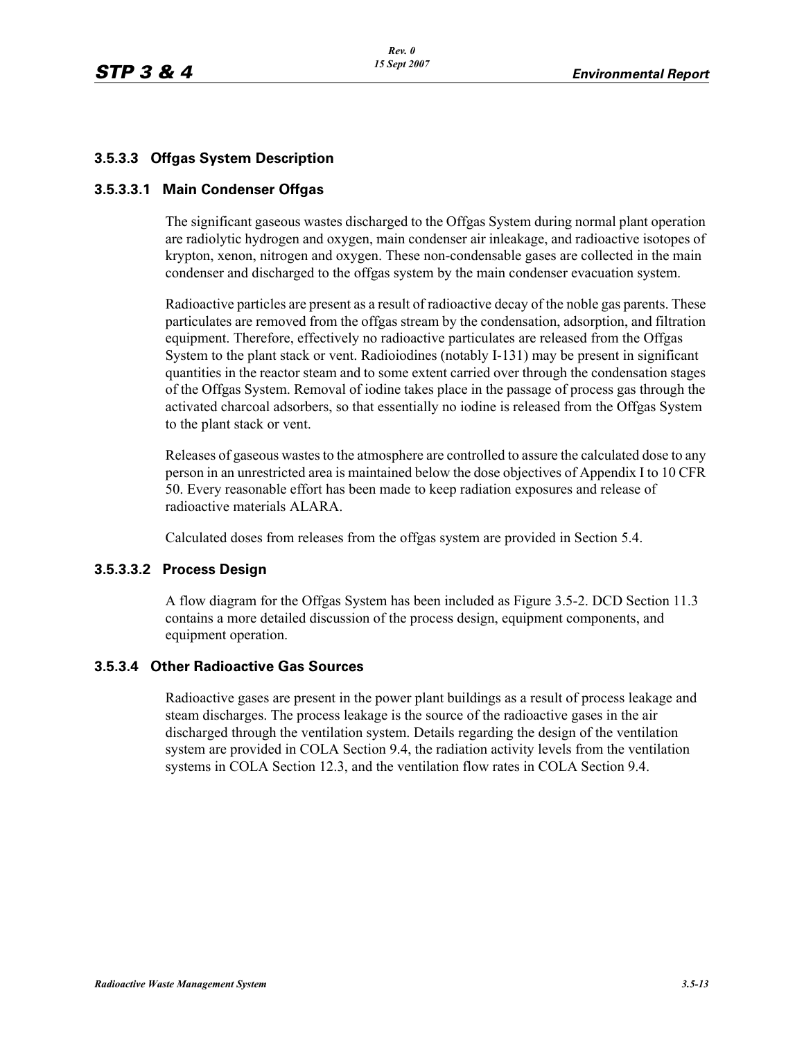### 3.5.3.3 Offgas System Description

#### 3.5.3.3.1 Main Condenser Offgas

The significant gaseous wastes discharged to the Offgas System during normal plant operation are radiolytic hydrogen and oxygen, main condenser air inleakage, and radioactive isotopes of krypton, xenon, nitrogen and oxygen. These non-condensable gases are collected in the main condenser and discharged to the offgas system by the main condenser evacuation system.

Radioactive particles are present as a result of radioactive decay of the noble gas parents. These particulates are removed from the offgas stream by the condensation, adsorption, and filtration equipment. Therefore, effectively no radioactive particulates are released from the Offgas System to the plant stack or vent. Radioiodines (notably I-131) may be present in significant quantities in the reactor steam and to some extent carried over through the condensation stages of the Offgas System. Removal of iodine takes place in the passage of process gas through the activated charcoal adsorbers, so that essentially no iodine is released from the Offgas System to the plant stack or vent.

Releases of gaseous wastes to the atmosphere are controlled to assure the calculated dose to any person in an unrestricted area is maintained below the dose objectives of Appendix I to 10 CFR 50. Every reasonable effort has been made to keep radiation exposures and release of radioactive materials ALARA.

Calculated doses from releases from the offgas system are provided in Section 5.4.

#### 3.5.3.3.2 Process Design

A flow diagram for the Offgas System has been included as Figure 3.5-2. DCD Section 11.3 contains a more detailed discussion of the process design, equipment components, and equipment operation.

### 3.5.3.4 Other Radioactive Gas Sources

Radioactive gases are present in the power plant buildings as a result of process leakage and steam discharges. The process leakage is the source of the radioactive gases in the air discharged through the ventilation system. Details regarding the design of the ventilation system are provided in COLA Section 9.4, the radiation activity levels from the ventilation systems in COLA Section 12.3, and the ventilation flow rates in COLA Section 9.4.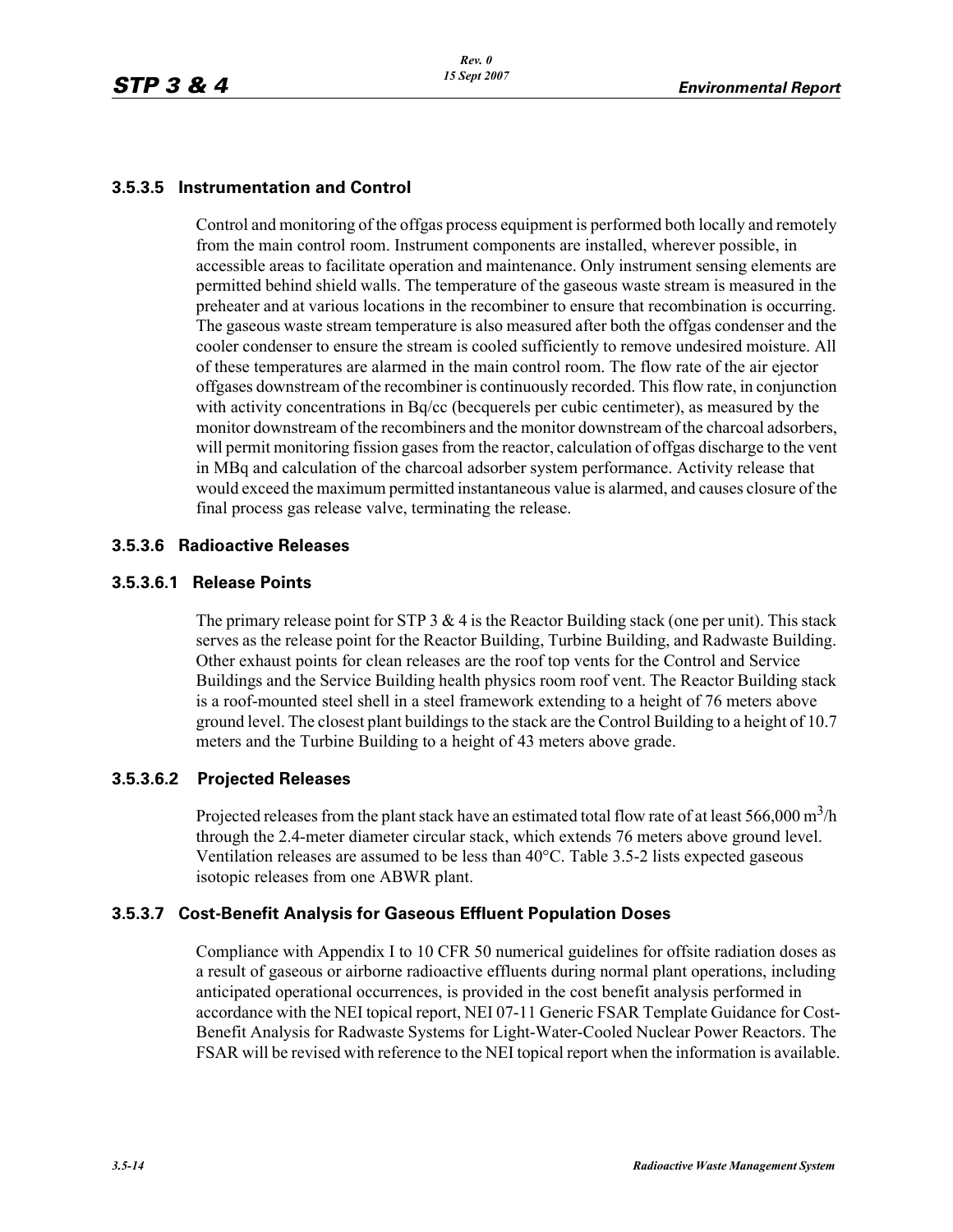### 3.5.3.5 Instrumentation and Control

Control and monitoring of the offgas process equipment is performed both locally and remotely from the main control room. Instrument components are installed, wherever possible, in accessible areas to facilitate operation and maintenance. Only instrument sensing elements are permitted behind shield walls. The temperature of the gaseous waste stream is measured in the preheater and at various locations in the recombiner to ensure that recombination is occurring. The gaseous waste stream temperature is also measured after both the offgas condenser and the cooler condenser to ensure the stream is cooled sufficiently to remove undesired moisture. All of these temperatures are alarmed in the main control room. The flow rate of the air ejector offgases downstream of the recombiner is continuously recorded. This flow rate, in conjunction with activity concentrations in Bq/cc (becquerels per cubic centimeter), as measured by the monitor downstream of the recombiners and the monitor downstream of the charcoal adsorbers, will permit monitoring fission gases from the reactor, calculation of offgas discharge to the vent in MBq and calculation of the charcoal adsorber system performance. Activity release that would exceed the maximum permitted instantaneous value is alarmed, and causes closure of the final process gas release valve, terminating the release.

### 3.5.3.6 Radioactive Releases

#### 3.5.3.6.1 Release Points

The primary release point for STP 3 & 4 is the Reactor Building stack (one per unit). This stack serves as the release point for the Reactor Building, Turbine Building, and Radwaste Building. Other exhaust points for clean releases are the roof top vents for the Control and Service Buildings and the Service Building health physics room roof vent. The Reactor Building stack is a roof-mounted steel shell in a steel framework extending to a height of 76 meters above ground level. The closest plant buildings to the stack are the Control Building to a height of 10.7 meters and the Turbine Building to a height of 43 meters above grade.

#### 3.5.3.6.2 Projected Releases

Projected releases from the plant stack have an estimated total flow rate of at least 566,000 $m^3$/h through the 2.4-meter diameter circular stack, which extends 76 meters above ground level. Ventilation releases are assumed to be less than 40°C. Table 3.5-2 lists expected gaseous isotopic releases from one ABWR plant.

### 3.5.3.7 Cost-Benefit Analysis for Gaseous Effluent Population Doses

Compliance with Appendix I to 10 CFR 50 numerical guidelines for offsite radiation doses as a result of gaseous or airborne radioactive effluents during normal plant operations, including anticipated operational occurrences, is provided in the cost benefit analysis performed in accordance with the NEI topical report, NEI 07-11 Generic FSAR Template Guidance for Cost-Benefit Analysis for Radwaste Systems for Light-Water-Cooled Nuclear Power Reactors. The FSAR will be revised with reference to the NEI topical report when the information is available.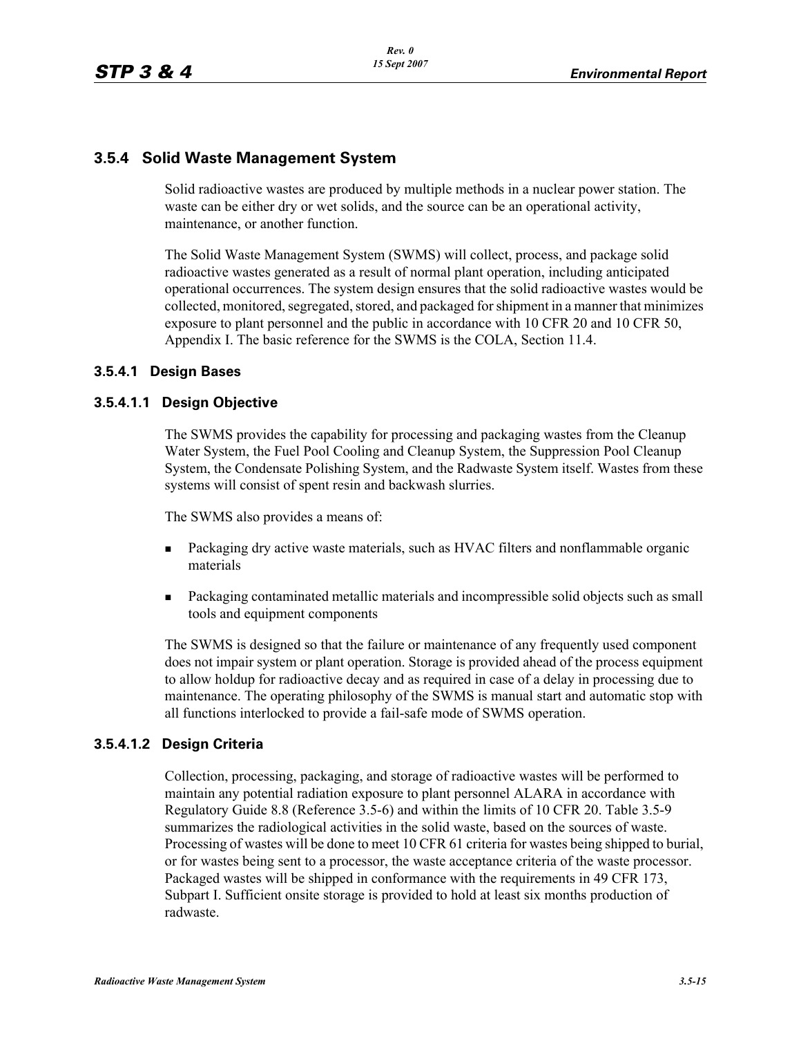## 3.5.4 Solid Waste Management System

Solid radioactive wastes are produced by multiple methods in a nuclear power station. The waste can be either dry or wet solids, and the source can be an operational activity, maintenance, or another function.

The Solid Waste Management System (SWMS) will collect, process, and package solid radioactive wastes generated as a result of normal plant operation, including anticipated operational occurrences. The system design ensures that the solid radioactive wastes would be collected, monitored, segregated, stored, and packaged for shipment in a manner that minimizes exposure to plant personnel and the public in accordance with 10 CFR 20 and 10 CFR 50, Appendix I. The basic reference for the SWMS is the COLA, Section 11.4.

### 3.5.4.1 Design Bases

#### 3.5.4.1.1 Design Objective

The SWMS provides the capability for processing and packaging wastes from the Cleanup Water System, the Fuel Pool Cooling and Cleanup System, the Suppression Pool Cleanup System, the Condensate Polishing System, and the Radwaste System itself. Wastes from these systems will consist of spent resin and backwash slurries.

The SWMS also provides a means of:

- Packaging dry active waste materials, such as HVAC filters and nonflammable organic materials
- Packaging contaminated metallic materials and incompressible solid objects such as small tools and equipment components

The SWMS is designed so that the failure or maintenance of any frequently used component does not impair system or plant operation. Storage is provided ahead of the process equipment to allow holdup for radioactive decay and as required in case of a delay in processing due to maintenance. The operating philosophy of the SWMS is manual start and automatic stop with all functions interlocked to provide a fail-safe mode of SWMS operation.

#### 3.5.4.1.2 Design Criteria

Collection, processing, packaging, and storage of radioactive wastes will be performed to maintain any potential radiation exposure to plant personnel ALARA in accordance with Regulatory Guide 8.8 (Reference 3.5-6) and within the limits of 10 CFR 20. Table 3.5-9 summarizes the radiological activities in the solid waste, based on the sources of waste. Processing of wastes will be done to meet 10 CFR 61 criteria for wastes being shipped to burial, or for wastes being sent to a processor, the waste acceptance criteria of the waste processor. Packaged wastes will be shipped in conformance with the requirements in 49 CFR 173, Subpart I. Sufficient onsite storage is provided to hold at least six months production of radwaste.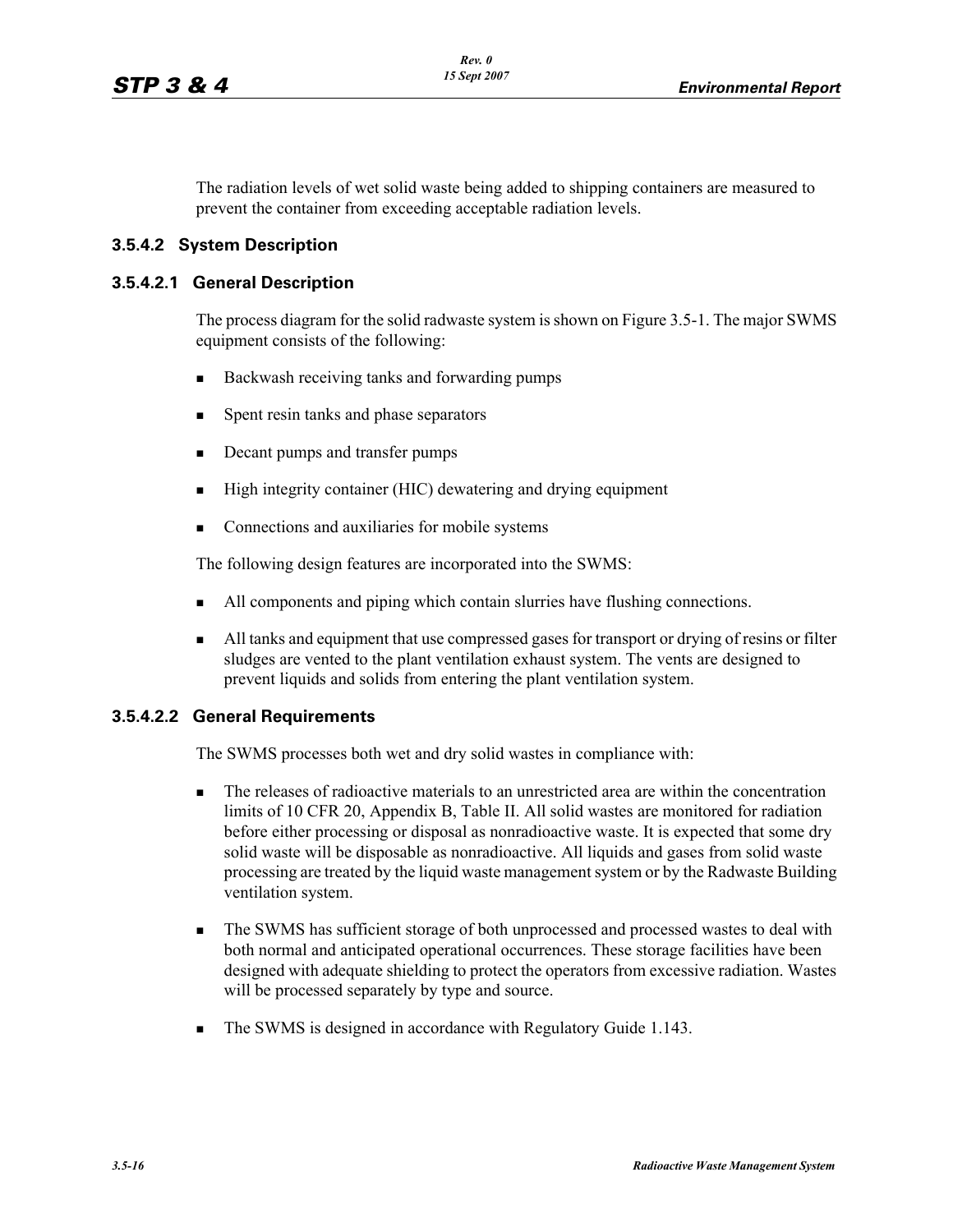The radiation levels of wet solid waste being added to shipping containers are measured to prevent the container from exceeding acceptable radiation levels.

### 3.5.4.2 System Description

#### 3.5.4.2.1 General Description

The process diagram for the solid radwaste system is shown on Figure 3.5-1. The major SWMS equipment consists of the following:

- Backwash receiving tanks and forwarding pumps
- Spent resin tanks and phase separators
- Decant pumps and transfer pumps
- High integrity container (HIC) dewatering and drying equipment
- Connections and auxiliaries for mobile systems

The following design features are incorporated into the SWMS:

- All components and piping which contain slurries have flushing connections.
- All tanks and equipment that use compressed gases for transport or drying of resins or filter sludges are vented to the plant ventilation exhaust system. The vents are designed to prevent liquids and solids from entering the plant ventilation system.

#### 3.5.4.2.2 General Requirements

The SWMS processes both wet and dry solid wastes in compliance with:

- The releases of radioactive materials to an unrestricted area are within the concentration limits of 10 CFR 20, Appendix B, Table II. All solid wastes are monitored for radiation before either processing or disposal as nonradioactive waste. It is expected that some dry solid waste will be disposable as nonradioactive. All liquids and gases from solid waste processing are treated by the liquid waste management system or by the Radwaste Building ventilation system.
- The SWMS has sufficient storage of both unprocessed and processed wastes to deal with both normal and anticipated operational occurrences. These storage facilities have been designed with adequate shielding to protect the operators from excessive radiation. Wastes will be processed separately by type and source.
- The SWMS is designed in accordance with Regulatory Guide 1.143.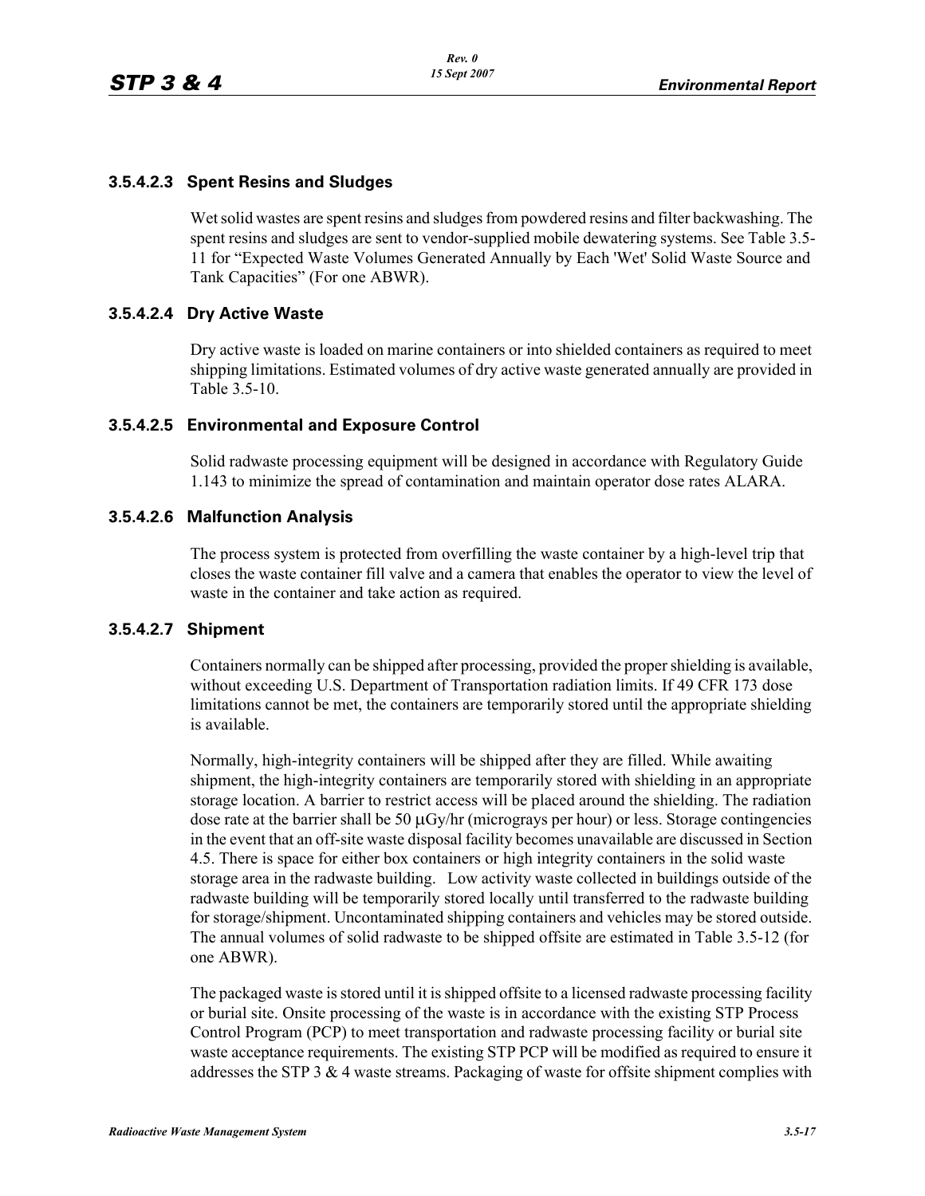### 3.5.4.2.3 Spent Resins and Sludges

Wet solid wastes are spent resins and sludges from powdered resins and filter backwashing. The spent resins and sludges are sent to vendor-supplied mobile dewatering systems. See Table 3.5-11 for "Expected Waste Volumes Generated Annually by Each 'Wet' Solid Waste Source and Tank Capacities" (For one ABWR).

### 3.5.4.2.4 Dry Active Waste

Dry active waste is loaded on marine containers or into shielded containers as required to meet shipping limitations. Estimated volumes of dry active waste generated annually are provided in Table 3.5-10.

### 3.5.4.2.5 Environmental and Exposure Control

Solid radwaste processing equipment will be designed in accordance with Regulatory Guide 1.143 to minimize the spread of contamination and maintain operator dose rates ALARA.

### 3.5.4.2.6 Malfunction Analysis

The process system is protected from overfilling the waste container by a high-level trip that closes the waste container fill valve and a camera that enables the operator to view the level of waste in the container and take action as required.

### 3.5.4.2.7 Shipment

Containers normally can be shipped after processing, provided the proper shielding is available, without exceeding U.S. Department of Transportation radiation limits. If 49 CFR 173 dose limitations cannot be met, the containers are temporarily stored until the appropriate shielding is available.

Normally, high-integrity containers will be shipped after they are filled. While awaiting shipment, the high-integrity containers are temporarily stored with shielding in an appropriate storage location. A barrier to restrict access will be placed around the shielding. The radiation dose rate at the barrier shall be 50 μGy/hr (micrograys per hour) or less. Storage contingencies in the event that an off-site waste disposal facility becomes unavailable are discussed in Section 4.5. There is space for either box containers or high integrity containers in the solid waste storage area in the radwaste building. Low activity waste collected in buildings outside of the radwaste building will be temporarily stored locally until transferred to the radwaste building for storage/shipment. Uncontaminated shipping containers and vehicles may be stored outside. The annual volumes of solid radwaste to be shipped offsite are estimated in Table 3.5-12 (for one ABWR).

The packaged waste is stored until it is shipped offsite to a licensed radwaste processing facility or burial site. Onsite processing of the waste is in accordance with the existing STP Process Control Program (PCP) to meet transportation and radwaste processing facility or burial site waste acceptance requirements. The existing STP PCP will be modified as required to ensure it addresses the STP 3 & 4 waste streams. Packaging of waste for offsite shipment complies with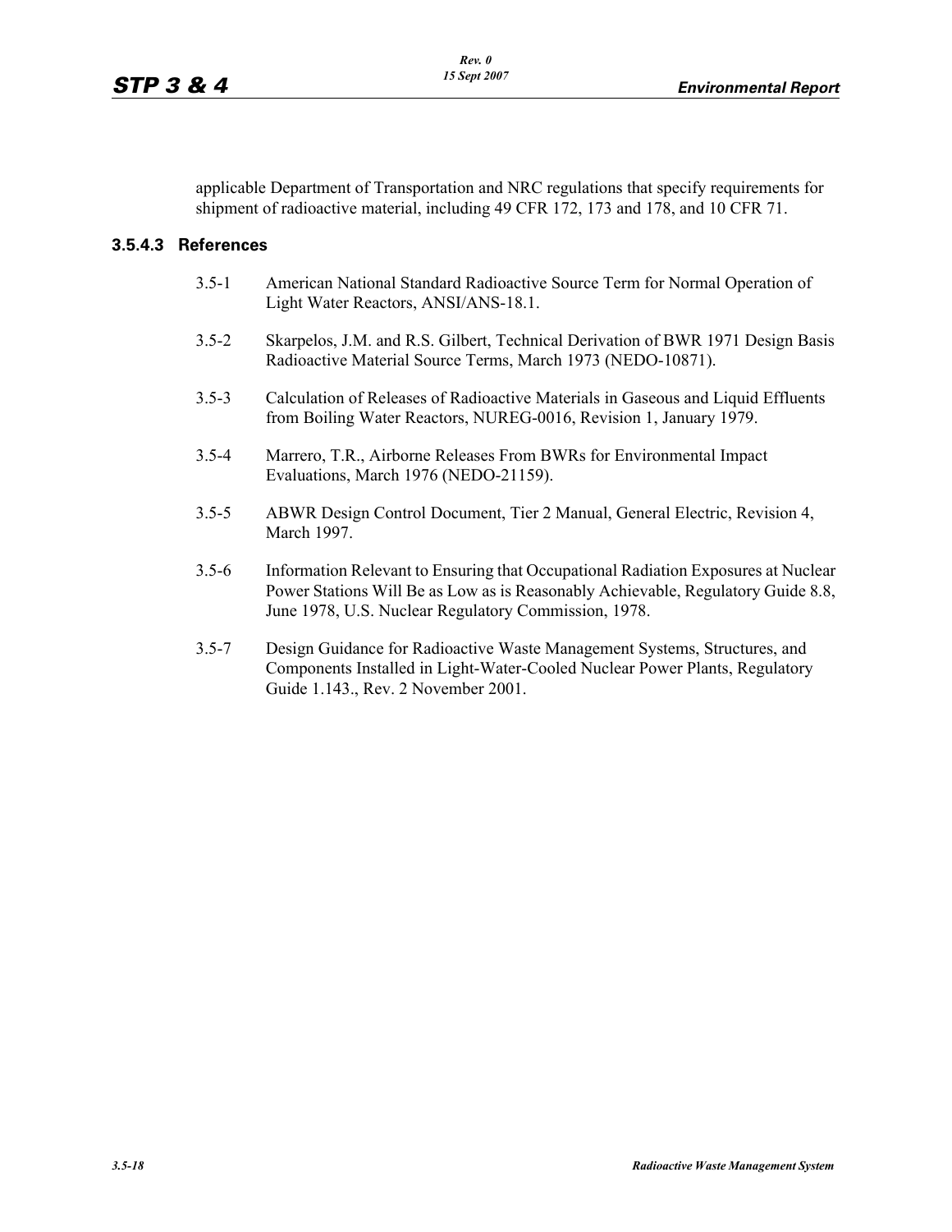applicable Department of Transportation and NRC regulations that specify requirements for shipment of radioactive material, including 49 CFR 172, 173 and 178, and 10 CFR 71.

### 3.5.4.3 References

3.5-1 American National Standard Radioactive Source Term for Normal Operation of Light Water Reactors, ANSI/ANS-18.1.

3.5-2 Skarpelos, J.M. and R.S. Gilbert, Technical Derivation of BWR 1971 Design Basis Radioactive Material Source Terms, March 1973 (NEDO-10871).

3.5-3 Calculation of Releases of Radioactive Materials in Gaseous and Liquid Effluents from Boiling Water Reactors, NUREG-0016, Revision 1, January 1979.

3.5-4 Marrero, T.R., Airborne Releases From BWRs for Environmental Impact Evaluations, March 1976 (NEDO-21159).

3.5-5 ABWR Design Control Document, Tier 2 Manual, General Electric, Revision 4, March 1997.

3.5-6 Information Relevant to Ensuring that Occupational Radiation Exposures at Nuclear Power Stations Will Be as Low as is Reasonably Achievable, Regulatory Guide 8.8, June 1978, U.S. Nuclear Regulatory Commission, 1978.

3.5-7 Design Guidance for Radioactive Waste Management Systems, Structures, and Components Installed in Light-Water-Cooled Nuclear Power Plants, Regulatory Guide 1.143., Rev. 2 November 2001.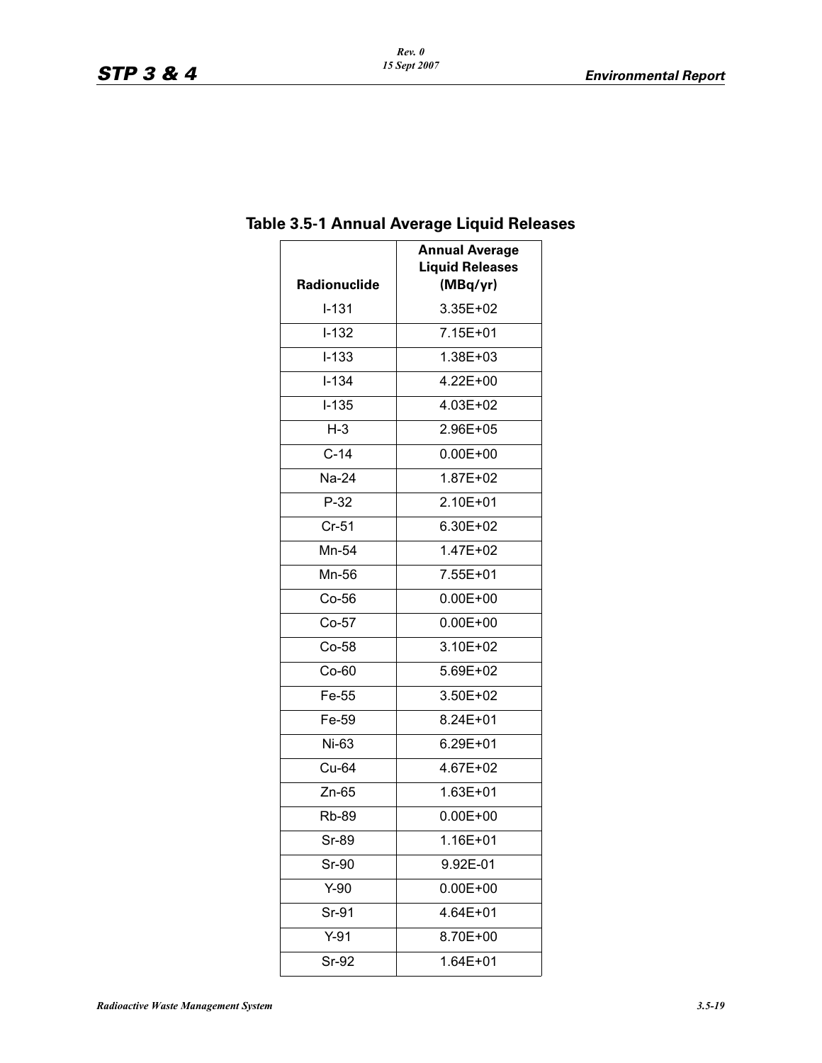## Table 3.5-1 Annual Average Liquid Releases

| Radionuclide | Annual Average Liquid Releases (MBq/yr) |
|---|---|
| I-131 | 3.35E+02 |
| I-132 | 7.15E+01 |
| I-133 | 1.38E+03 |
| I-134 | 4.22E+00 |
| I-135 | 4.03E+02 |
| H-3 | 2.96E+05 |
| C-14 | 0.00E+00 |
| Na-24 | 1.87E+02 |
| P-32 | 2.10E+01 |
| Cr-51 | 6.30E+02 |
| Mn-54 | 1.47E+02 |
| Mn-56 | 7.55E+01 |
| Co-56 | 0.00E+00 |
| Co-57 | 0.00E+00 |
| Co-58 | 3.10E+02 |
| Co-60 | 5.69E+02 |
| Fe-55 | 3.50E+02 |
| Fe-59 | 8.24E+01 |
| Ni-63 | 6.29E+01 |
| Cu-64 | 4.67E+02 |
| Zn-65 | 1.63E+01 |
| Rb-89 | 0.00E+00 |
| Sr-89 | 1.16E+01 |
| Sr-90 | 9.92E-01 |
| Y-90 | 0.00E+00 |
| Sr-91 | 4.64E+01 |
| Y-91 | 8.70E+00 |
| Sr-92 | 1.64E+01 |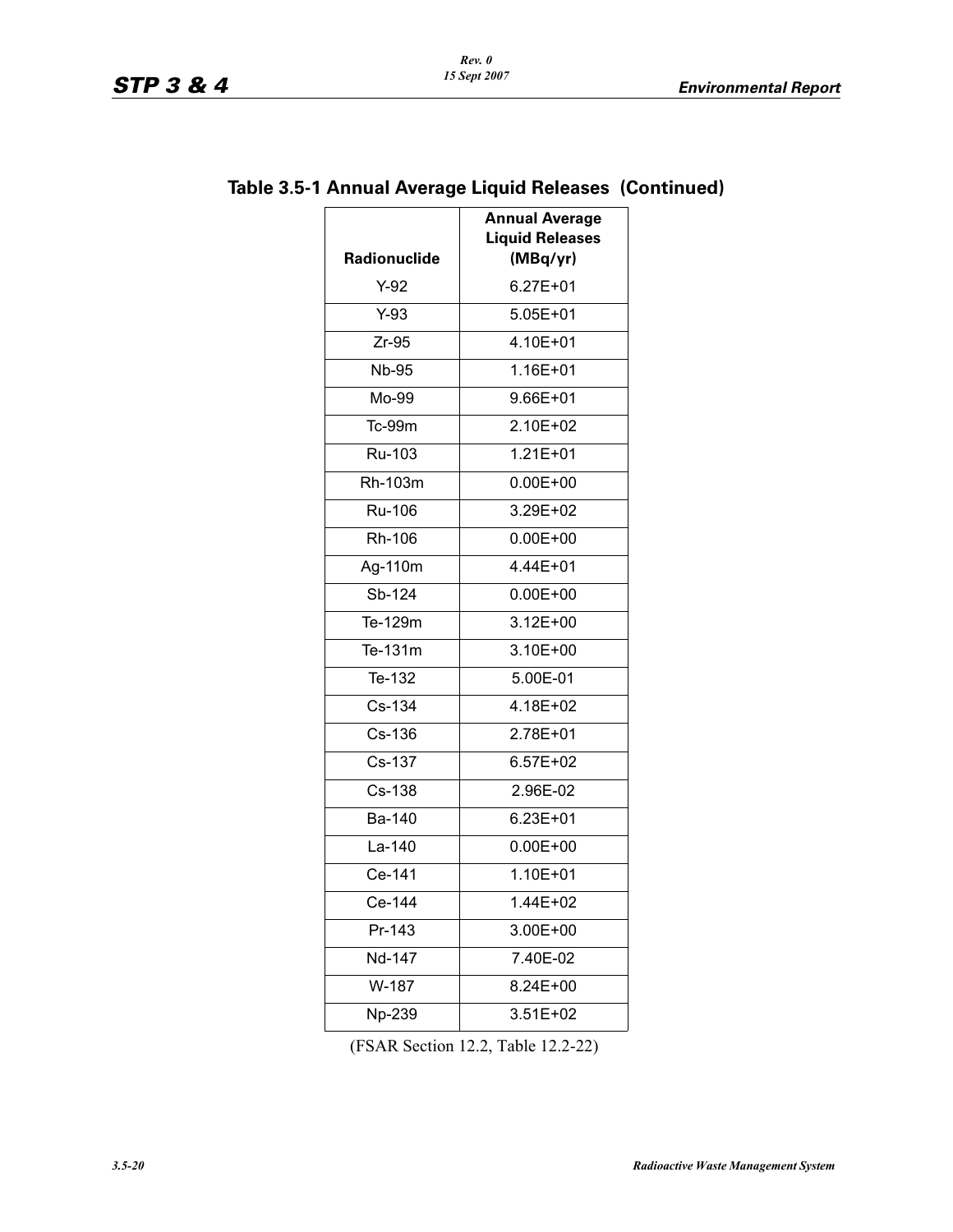## Table 3.5-1 Annual Average Liquid Releases (Continued)

| Radionuclide | Annual Average Liquid Releases (MBq/yr) |
|---|---|
| Y-92 | 6.27E+01 |
| Y-93 | 5.05E+01 |
| Zr-95 | 4.10E+01 |
| Nb-95 | 1.16E+01 |
| Mo-99 | 9.66E+01 |
| Tc-99m | 2.10E+02 |
| Ru-103 | 1.21E+01 |
| Rh-103m | 0.00E+00 |
| Ru-106 | 3.29E+02 |
| Rh-106 | 0.00E+00 |
| Ag-110m | 4.44E+01 |
| Sb-124 | 0.00E+00 |
| Te-129m | 3.12E+00 |
| Te-131m | 3.10E+00 |
| Te-132 | 5.00E-01 |
| Cs-134 | 4.18E+02 |
| Cs-136 | 2.78E+01 |
| Cs-137 | 6.57E+02 |
| Cs-138 | 2.96E-02 |
| Ba-140 | 6.23E+01 |
| La-140 | 0.00E+00 |
| Ce-141 | 1.10E+01 |
| Ce-144 | 1.44E+02 |
| Pr-143 | 3.00E+00 |
| Nd-147 | 7.40E-02 |
| W-187 | 8.24E+00 |
| Np-239 | 3.51E+02 |

(FSAR Section 12.2, Table 12.2-22)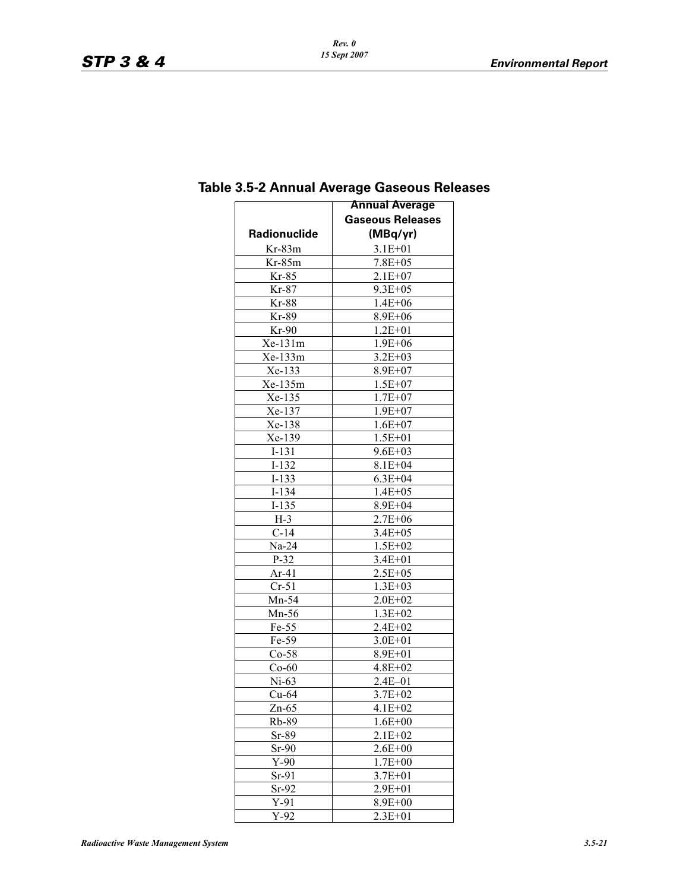## Table 3.5-2 Annual Average Gaseous Releases

| Radionuclide | Annual Average Gaseous Releases (MBq/yr) |
|---|---|
| Kr-83m | 3.1E+01 |
| Kr-85m | 7.8E+05 |
| Kr-85 | 2.1E+07 |
| Kr-87 | 9.3E+05 |
| Kr-88 | 1.4E+06 |
| Kr-89 | 8.9E+06 |
| Kr-90 | 1.2E+01 |
| Xe-131m | 1.9E+06 |
| Xe-133m | 3.2E+03 |
| Xe-133 | 8.9E+07 |
| Xe-135m | 1.5E+07 |
| Xe-135 | 1.7E+07 |
| Xe-137 | 1.9E+07 |
| Xe-138 | 1.6E+07 |
| Xe-139 | 1.5E+01 |
| I-131 | 9.6E+03 |
| I-132 | 8.1E+04 |
| I-133 | 6.3E+04 |
| I-134 | 1.4E+05 |
| I-135 | 8.9E+04 |
| H-3 | 2.7E+06 |
| C-14 | 3.4E+05 |
| Na-24 | 1.5E+02 |
| P-32 | 3.4E+01 |
| Ar-41 | 2.5E+05 |
| Cr-51 | 1.3E+03 |
| Mn-54 | 2.0E+02 |
| Mn-56 | 1.3E+02 |
| Fe-55 | 2.4E+02 |
| Fe-59 | 3.0E+01 |
| Co-58 | 8.9E+01 |
| Co-60 | 4.8E+02 |
| Ni-63 | 2.4E–01 |
| Cu-64 | 3.7E+02 |
| Zn-65 | 4.1E+02 |
| Rb-89 | 1.6E+00 |
| Sr-89 | 2.1E+02 |
| Sr-90 | 2.6E+00 |
| Y-90 | 1.7E+00 |
| Sr-91 | 3.7E+01 |
| Sr-92 | 2.9E+01 |
| Y-91 | 8.9E+00 |
| Y-92 | 2.3E+01 |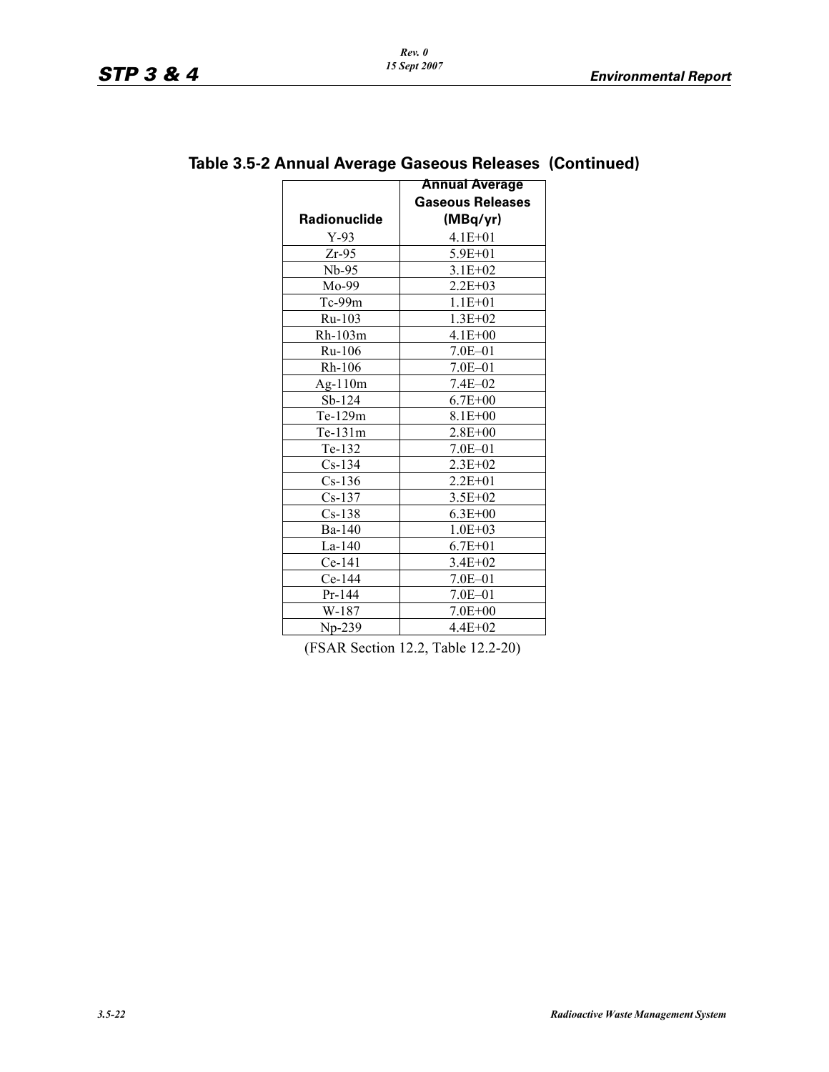## Table 3.5-2 Annual Average Gaseous Releases (Continued)

| Radionuclide | Annual Average Gaseous Releases (MBq/yr) |
|---|---|
| Y-93 | 4.1E+01 |
| Zr-95 | 5.9E+01 |
| Nb-95 | 3.1E+02 |
| Mo-99 | 2.2E+03 |
| Tc-99m | 1.1E+01 |
| Ru-103 | 1.3E+02 |
| Rh-103m | 4.1E+00 |
| Ru-106 | 7.0E–01 |
| Rh-106 | 7.0E–01 |
| Ag-110m | 7.4E–02 |
| Sb-124 | 6.7E+00 |
| Te-129m | 8.1E+00 |
| Te-131m | 2.8E+00 |
| Te-132 | 7.0E–01 |
| Cs-134 | 2.3E+02 |
| Cs-136 | 2.2E+01 |
| Cs-137 | 3.5E+02 |
| Cs-138 | 6.3E+00 |
| Ba-140 | 1.0E+03 |
| La-140 | 6.7E+01 |
| Ce-141 | 3.4E+02 |
| Ce-144 | 7.0E–01 |
| Pr-144 | 7.0E–01 |
| W-187 | 7.0E+00 |
| Np-239 | 4.4E+02 |

(FSAR Section 12.2, Table 12.2-20)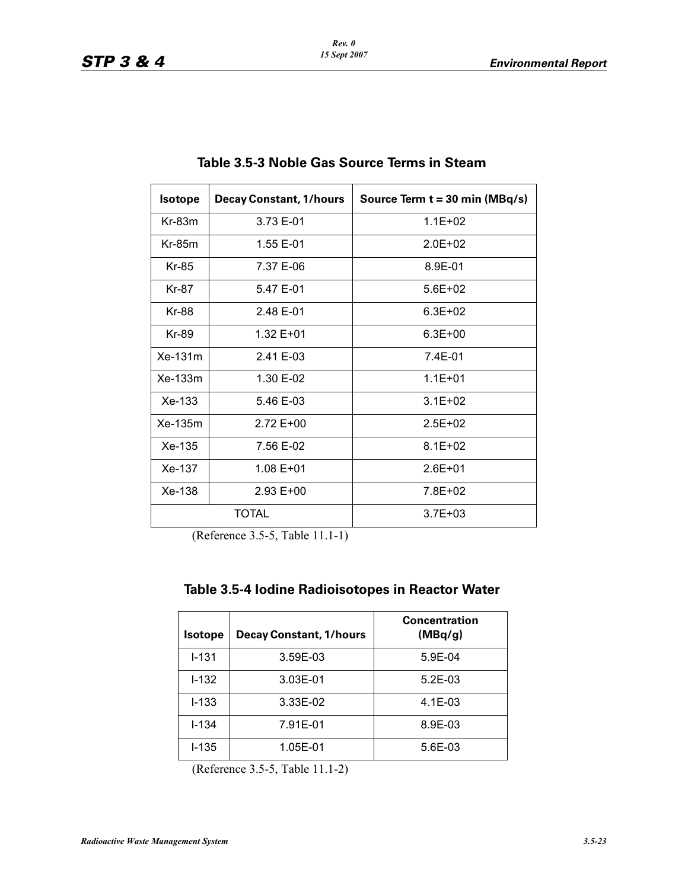## Table 3.5-3 Noble Gas Source Terms in Steam

| Isotope | Decay Constant, 1/hours | Source Term t = 30 min (MBq/s) |
|---|---|---|
| Kr-83m | 3.73 E-01 | 1.1E+02 |
| Kr-85m | 1.55 E-01 | 2.0E+02 |
| Kr-85 | 7.37 E-06 | 8.9E-01 |
| Kr-87 | 5.47 E-01 | 5.6E+02 |
| Kr-88 | 2.48 E-01 | 6.3E+02 |
| Kr-89 | 1.32 E+01 | 6.3E+00 |
| Xe-131m | 2.41 E-03 | 7.4E-01 |
| Xe-133m | 1.30 E-02 | 1.1E+01 |
| Xe-133 | 5.46 E-03 | 3.1E+02 |
| Xe-135m | 2.72 E+00 | 2.5E+02 |
| Xe-135 | 7.56 E-02 | 8.1E+02 |
| Xe-137 | 1.08 E+01 | 2.6E+01 |
| Xe-138 | 2.93 E+00 | 7.8E+02 |
| TOTAL | | 3.7E+03 |

(Reference 3.5-5, Table 11.1-1)

## Table 3.5-4 Iodine Radioisotopes in Reactor Water

| Isotope | Decay Constant, 1/hours | Concentration (MBq/g) |
|---|---|---|
| I-131 | 3.59E-03 | 5.9E-04 |
| I-132 | 3.03E-01 | 5.2E-03 |
| I-133 | 3.33E-02 | 4.1E-03 |
| I-134 | 7.91E-01 | 8.9E-03 |
| I-135 | 1.05E-01 | 5.6E-03 |

(Reference 3.5-5, Table 11.1-2)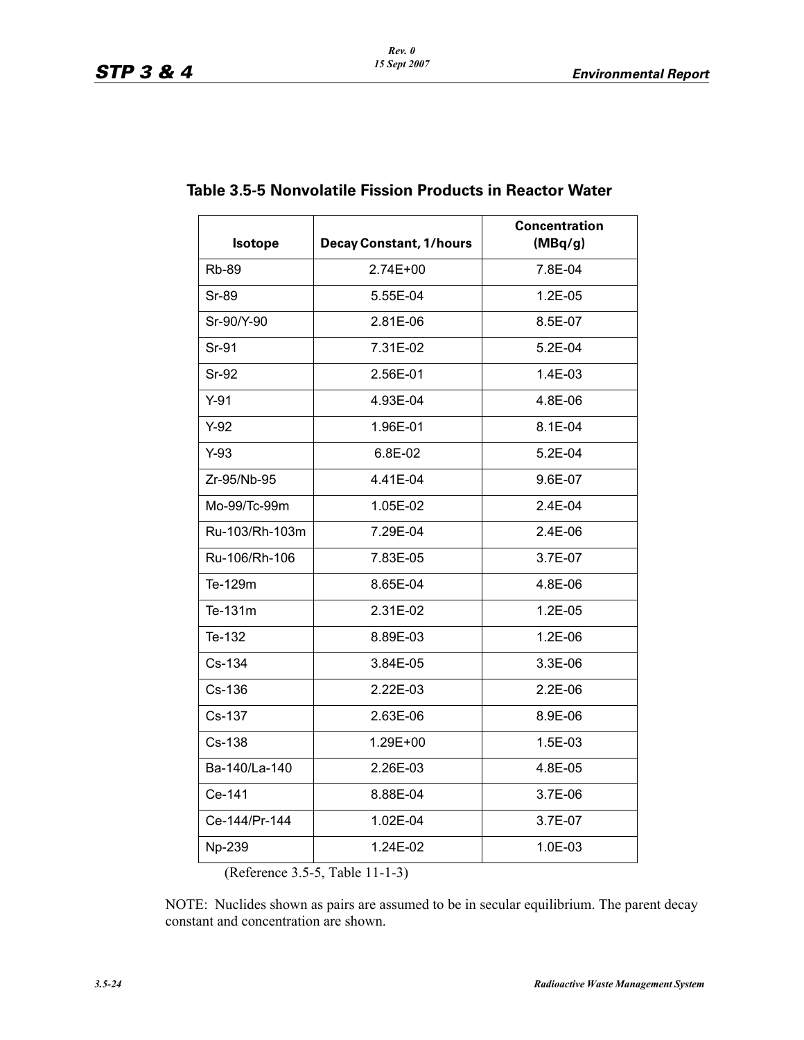## Table 3.5-5 Nonvolatile Fission Products in Reactor Water

| Isotope | Decay Constant, 1/hours | Concentration (MBq/g) |
|---|---|---|
| Rb-89 | 2.74E+00 | 7.8E-04 |
| Sr-89 | 5.55E-04 | 1.2E-05 |
| Sr-90/Y-90 | 2.81E-06 | 8.5E-07 |
| Sr-91 | 7.31E-02 | 5.2E-04 |
| Sr-92 | 2.56E-01 | 1.4E-03 |
| Y-91 | 4.93E-04 | 4.8E-06 |
| Y-92 | 1.96E-01 | 8.1E-04 |
| Y-93 | 6.8E-02 | 5.2E-04 |
| Zr-95/Nb-95 | 4.41E-04 | 9.6E-07 |
| Mo-99/Tc-99m | 1.05E-02 | 2.4E-04 |
| Ru-103/Rh-103m | 7.29E-04 | 2.4E-06 |
| Ru-106/Rh-106 | 7.83E-05 | 3.7E-07 |
| Te-129m | 8.65E-04 | 4.8E-06 |
| Te-131m | 2.31E-02 | 1.2E-05 |
| Te-132 | 8.89E-03 | 1.2E-06 |
| Cs-134 | 3.84E-05 | 3.3E-06 |
| Cs-136 | 2.22E-03 | 2.2E-06 |
| Cs-137 | 2.63E-06 | 8.9E-06 |
| Cs-138 | 1.29E+00 | 1.5E-03 |
| Ba-140/La-140 | 2.26E-03 | 4.8E-05 |
| Ce-141 | 8.88E-04 | 3.7E-06 |
| Ce-144/Pr-144 | 1.02E-04 | 3.7E-07 |
| Np-239 | 1.24E-02 | 1.0E-03 |

(Reference 3.5-5, Table 11-1-3)

NOTE: Nuclides shown as pairs are assumed to be in secular equilibrium. The parent decay constant and concentration are shown.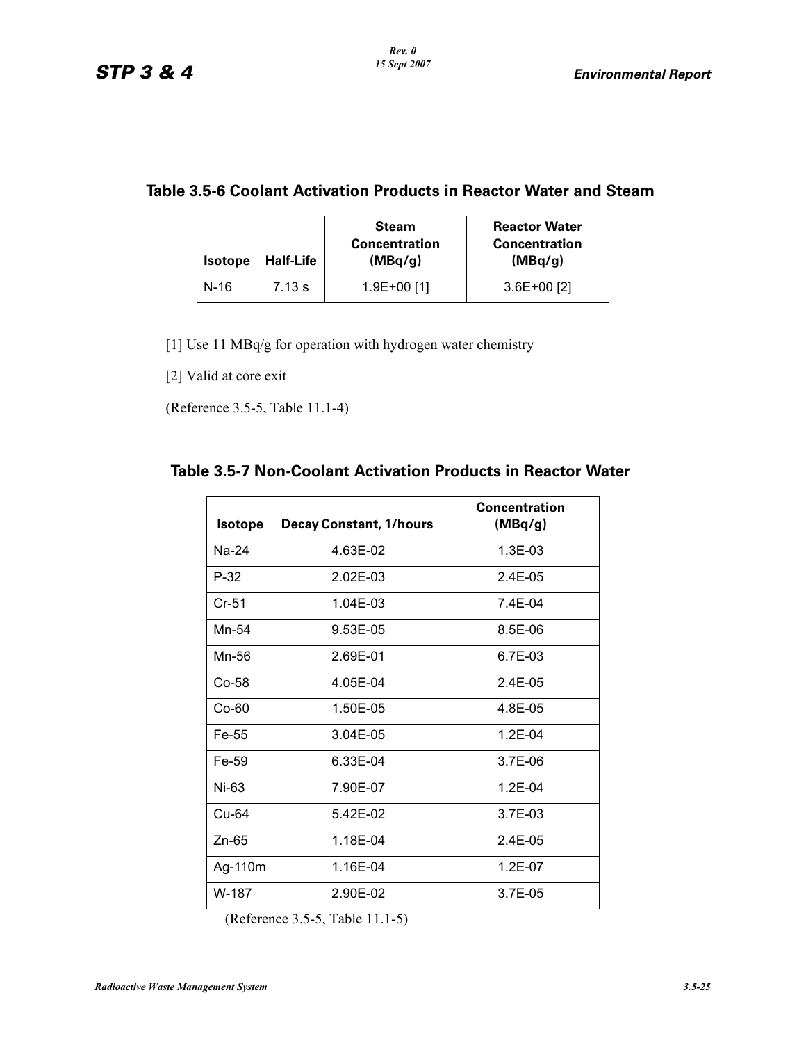## Table 3.5-6 Coolant Activation Products in Reactor Water and Steam

| Isotope | Half-Life | Steam Concentration (MBq/g) | Reactor Water Concentration (MBq/g) |
|---|---|---|---|
| N-16 | 7.13 s | 1.9E+00 [1] | 3.6E+00 [2] |

[1] Use 11 MBq/g for operation with hydrogen water chemistry

[2] Valid at core exit

(Reference 3.5-5, Table 11.1-4)

## Table 3.5-7 Non-Coolant Activation Products in Reactor Water

| Isotope | Decay Constant, 1/hours | Concentration (MBq/g) |
|---|---|---|
| Na-24 | 4.63E-02 | 1.3E-03 |
| P-32 | 2.02E-03 | 2.4E-05 |
| Cr-51 | 1.04E-03 | 7.4E-04 |
| Mn-54 | 9.53E-05 | 8.5E-06 |
| Mn-56 | 2.69E-01 | 6.7E-03 |
| Co-58 | 4.05E-04 | 2.4E-05 |
| Co-60 | 1.50E-05 | 4.8E-05 |
| Fe-55 | 3.04E-05 | 1.2E-04 |
| Fe-59 | 6.33E-04 | 3.7E-06 |
| Ni-63 | 7.90E-07 | 1.2E-04 |
| Cu-64 | 5.42E-02 | 3.7E-03 |
| Zn-65 | 1.18E-04 | 2.4E-05 |
| Ag-110m | 1.16E-04 | 1.2E-07 |
| W-187 | 2.90E-02 | 3.7E-05 |

(Reference 3.5-5, Table 11.1-5)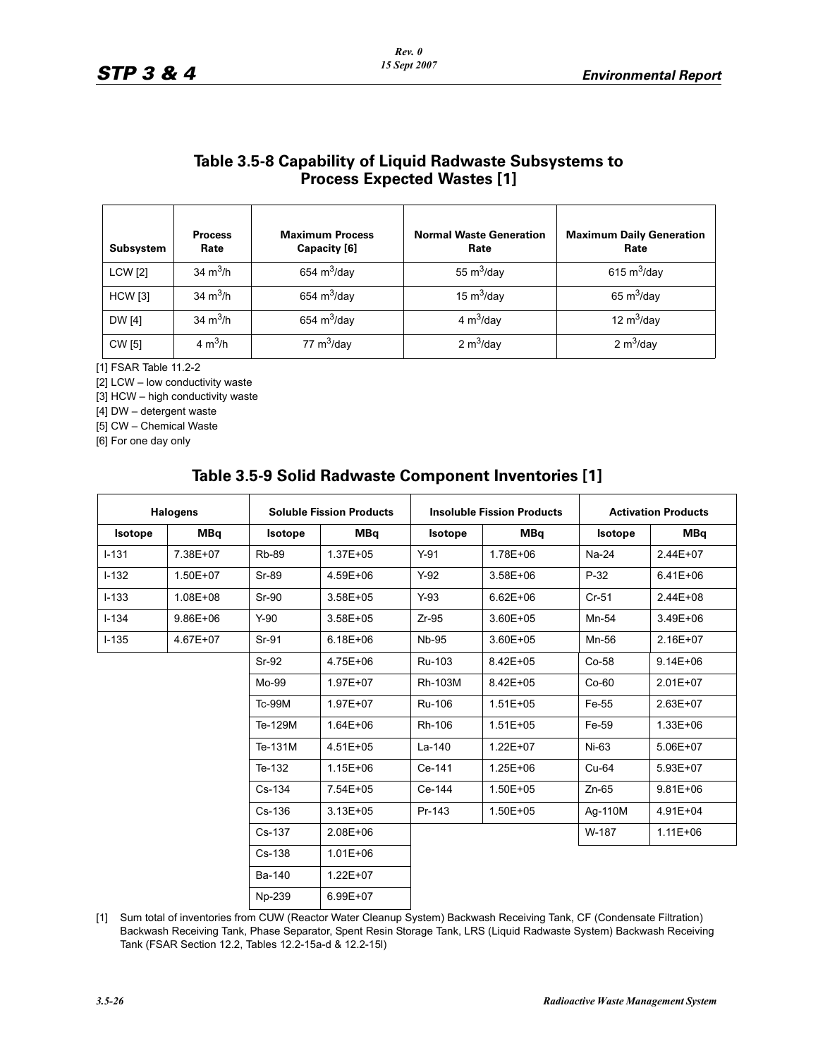## Table 3.5-8 Capability of Liquid Radwaste Subsystems to Process Expected Wastes [1]

| Subsystem | Process Rate | Maximum Process Capacity [6] | Normal Waste Generation Rate | Maximum Daily Generation Rate |
|---|---|---|---|---|
| LCW [2] | 34 $m^3$/h | 654 $m^3$/day | 55 $m^3$/day | 615 $m^3$/day |
| HCW [3] | 34 $m^3$/h | 654 $m^3$/day | 15 $m^3$/day | 65 $m^3$/day |
| DW [4] | 34 $m^3$/h | 654 $m^3$/day | 4 $m^3$/day | 12 $m^3$/day |
| CW [5] | 4 $m^3$/h | 77 $m^3$/day | 2 $m^3$/day | 2 $m^3$/day |

[1] FSAR Table 11.2-2

[2] LCW – low conductivity waste

[3] HCW – high conductivity waste

[4] DW – detergent waste

[5] CW – Chemical Waste

[6] For one day only

## Table 3.5-9 Solid Radwaste Component Inventories [1]

| Halogens | | Soluble Fission Products | | Insoluble Fission Products | | Activation Products | |
|---|---|---|---|---|---|---|---|
| Isotope | MBq | Isotope | MBq | Isotope | MBq | Isotope | MBq |
| I-131 | 7.38E+07 | Rb-89 | 1.37E+05 | Y-91 | 1.78E+06 | Na-24 | 2.44E+07 |
| I-132 | 1.50E+07 | Sr-89 | 4.59E+06 | Y-92 | 3.58E+06 | P-32 | 6.41E+06 |
| I-133 | 1.08E+08 | Sr-90 | 3.58E+05 | Y-93 | 6.62E+06 | Cr-51 | 2.44E+08 |
| I-134 | 9.86E+06 | Y-90 | 3.58E+05 | Zr-95 | 3.60E+05 | Mn-54 | 3.49E+06 |
| I-135 | 4.67E+07 | Sr-91 | 6.18E+06 | Nb-95 | 3.60E+05 | Mn-56 | 2.16E+07 |
| | | Sr-92 | 4.75E+06 | Ru-103 | 8.42E+05 | Co-58 | 9.14E+06 |
| | | Mo-99 | 1.97E+07 | Rh-103M | 8.42E+05 | Co-60 | 2.01E+07 |
| | | Tc-99M | 1.97E+07 | Ru-106 | 1.51E+05 | Fe-55 | 2.63E+07 |
| | | Te-129M | 1.64E+06 | Rh-106 | 1.51E+05 | Fe-59 | 1.33E+06 |
| | | Te-131M | 4.51E+05 | La-140 | 1.22E+07 | Ni-63 | 5.06E+07 |
| | | Te-132 | 1.15E+06 | Ce-141 | 1.25E+06 | Cu-64 | 5.93E+07 |
| | | Cs-134 | 7.54E+05 | Ce-144 | 1.50E+05 | Zn-65 | 9.81E+06 |
| | | Cs-136 | 3.13E+05 | Pr-143 | 1.50E+05 | Ag-110M | 4.91E+04 |
| | | Cs-137 | 2.08E+06 | | | W-187 | 1.11E+06 |
| | | Cs-138 | 1.01E+06 | | | | |
| | | Ba-140 | 1.22E+07 | | | | |
| | | Np-239 | 6.99E+07 | | | | |

[1] Sum total of inventories from CUW (Reactor Water Cleanup System) Backwash Receiving Tank, CF (Condensate Filtration) Backwash Receiving Tank, Phase Separator, Spent Resin Storage Tank, LRS (Liquid Radwaste System) Backwash Receiving Tank (FSAR Section 12.2, Tables 12.2-15a-d & 12.2-15l)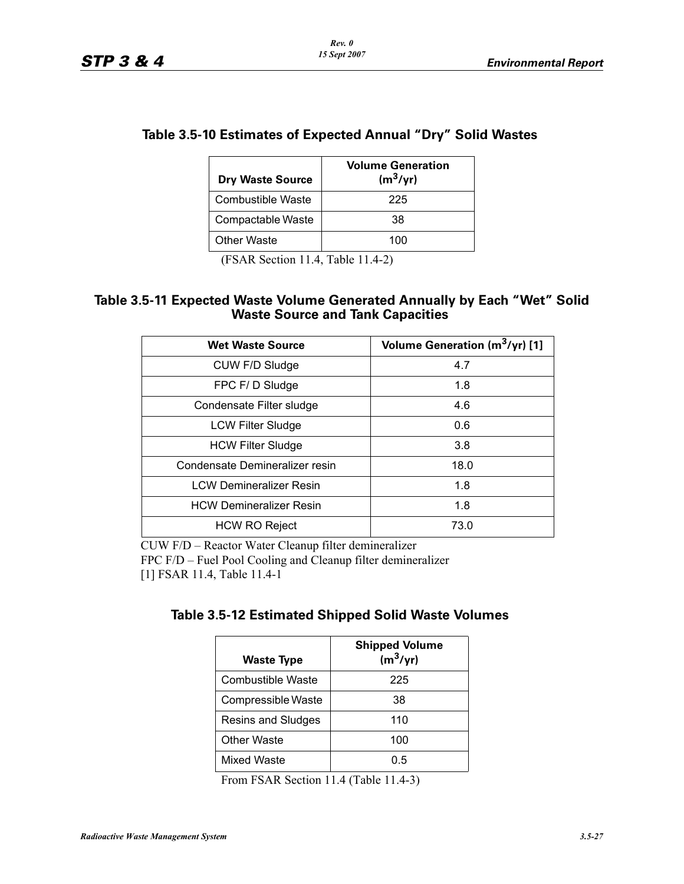### Table 3.5-10 Estimates of Expected Annual “Dry” Solid Wastes

| Dry Waste Source | Volume Generation ($m^3$/yr) |
|---|---|
| Combustible Waste | 225 |
| Compactable Waste | 38 |
| Other Waste | 100 |

(FSAR Section 11.4, Table 11.4-2)

### Table 3.5-11 Expected Waste Volume Generated Annually by Each “Wet” Solid Waste Source and Tank Capacities

| Wet Waste Source | Volume Generation ($m^3$/yr) [1] |
|---|---|
| CUW F/D Sludge | 4.7 |
| FPC F/ D Sludge | 1.8 |
| Condensate Filter sludge | 4.6 |
| LCW Filter Sludge | 0.6 |
| HCW Filter Sludge | 3.8 |
| Condensate Demineralizer resin | 18.0 |
| LCW Demineralizer Resin | 1.8 |
| HCW Demineralizer Resin | 1.8 |
| HCW RO Reject | 73.0 |

CUW F/D – Reactor Water Cleanup filter demineralizer

FPC F/D – Fuel Pool Cooling and Cleanup filter demineralizer

[1] FSAR 11.4, Table 11.4-1

### Table 3.5-12 Estimated Shipped Solid Waste Volumes

| Waste Type | Shipped Volume ($m^3$/yr) |
|---|---|
| Combustible Waste | 225 |
| Compressible Waste | 38 |
| Resins and Sludges | 110 |
| Other Waste | 100 |
| Mixed Waste | 0.5 |

From FSAR Section 11.4 (Table 11.4-3)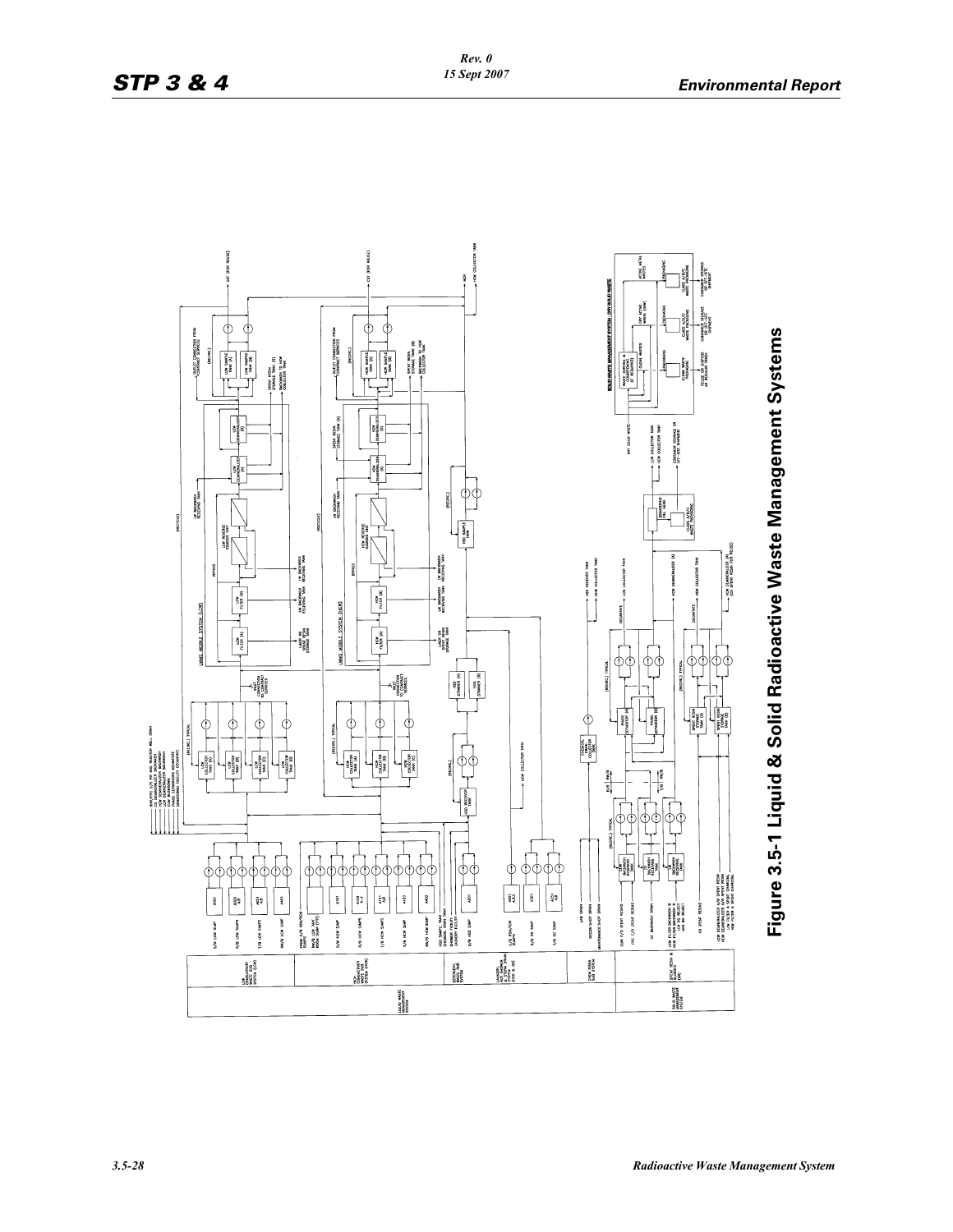Figure 3.5-1 Liquid & Solid Radioactive Waste Management Systems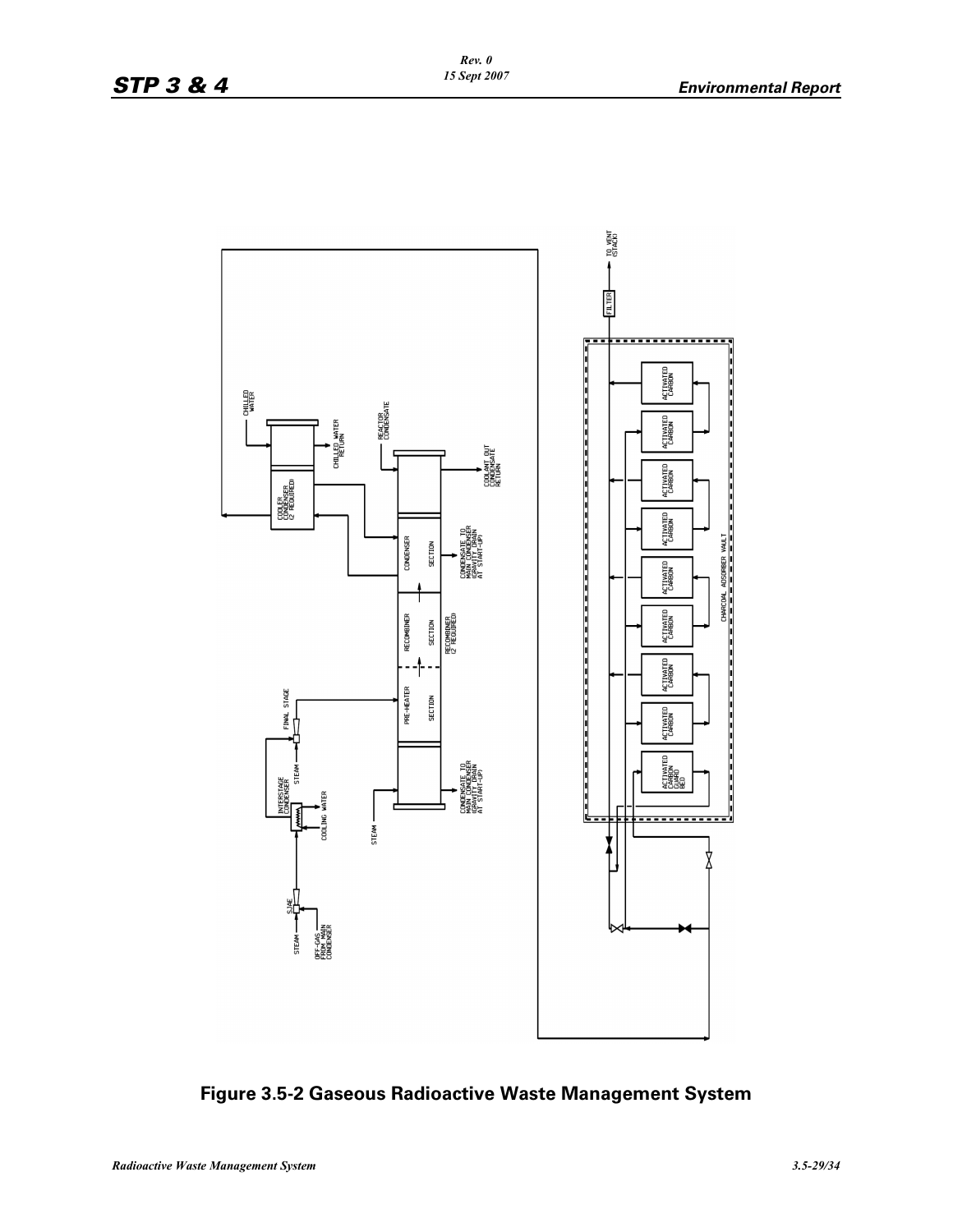Figure 3.5-2 Gaseous Radioactive Waste Management System